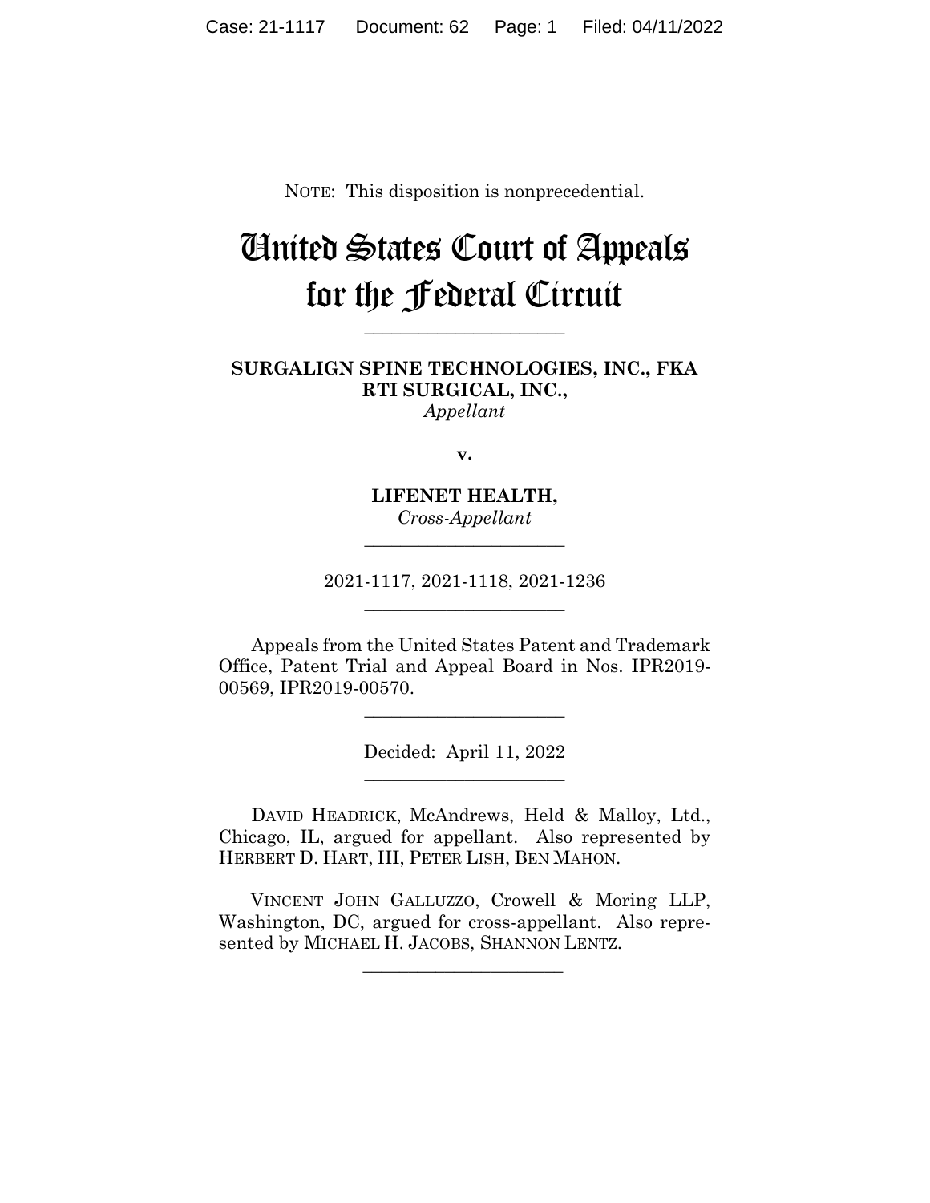NOTE: This disposition is nonprecedential.

# United States Court of Appeals for the Federal Circuit

______________________

**SURGALIGN SPINE TECHNOLOGIES, INC., FKA RTI SURGICAL, INC.,**
*Appellant*

**v.**

**LIFENET HEALTH,**
*Cross-Appellant*

______________________

2021-1117, 2021-1118, 2021-1236

______________________

Appeals from the United States Patent and Trademark Office, Patent Trial and Appeal Board in Nos. IPR2019-00569, IPR2019-00570.

______________________

Decided: April 11, 2022

______________________

DAVID HEADRICK, McAndrews, Held & Malloy, Ltd., Chicago, IL, argued for appellant. Also represented by HERBERT D. HART, III, PETER LISH, BEN MAHON.

VINCENT JOHN GALLUZZO, Crowell & Moring LLP, Washington, DC, argued for cross-appellant. Also represented by MICHAEL H. JACOBS, SHANNON LENTZ.

______________________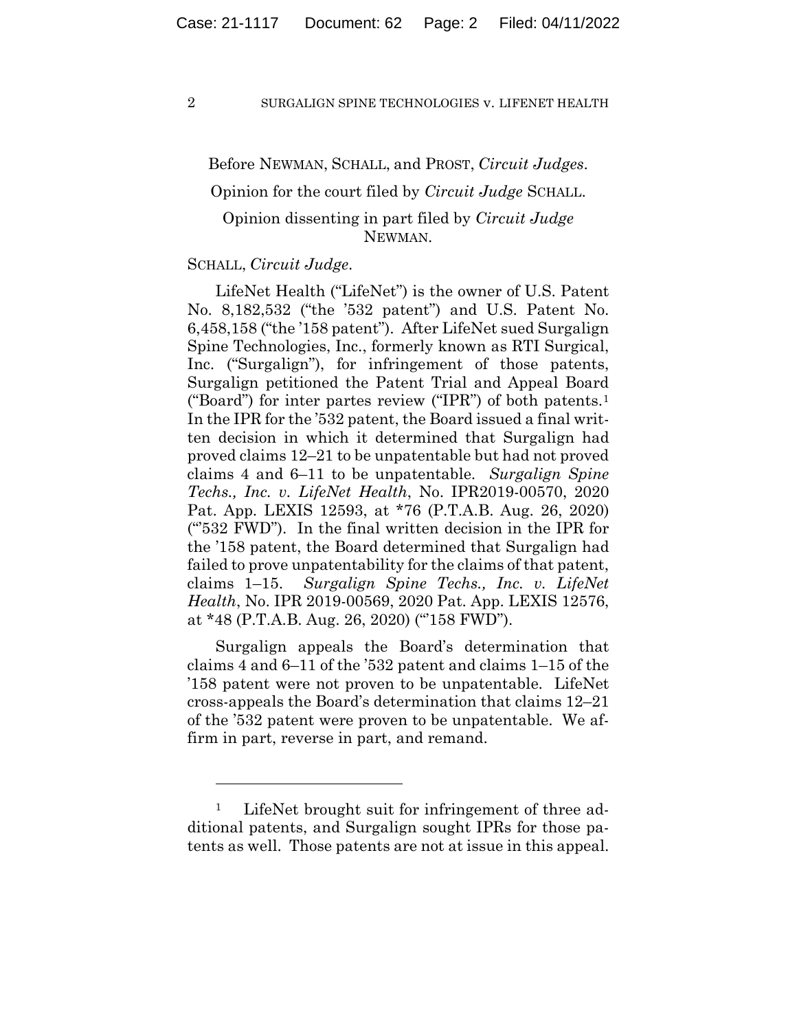Before NEWMAN, SCHALL, and PROST, *Circuit Judges*.

Opinion for the court filed by *Circuit Judge* SCHALL.

Opinion dissenting in part filed by *Circuit Judge* NEWMAN.

SCHALL, *Circuit Judge*.

LifeNet Health ("LifeNet") is the owner of U.S. Patent No. 8,182,532 ("the '532 patent") and U.S. Patent No. 6,458,158 ("the '158 patent"). After LifeNet sued Surgalign Spine Technologies, Inc., formerly known as RTI Surgical, Inc. ("Surgalign"), for infringement of those patents, Surgalign petitioned the Patent Trial and Appeal Board ("Board") for inter partes review ("IPR") of both patents.[1] In the IPR for the '532 patent, the Board issued a final written decision in which it determined that Surgalign had proved claims 12–21 to be unpatentable but had not proved claims 4 and 6–11 to be unpatentable. *Surgalign Spine Techs., Inc. v. LifeNet Health*, No. IPR2019-00570, 2020 Pat. App. LEXIS 12593, at *76 (P.T.A.B. Aug. 26, 2020) ("'532 FWD"). In the final written decision in the IPR for the '158 patent, the Board determined that Surgalign had failed to prove unpatentability for the claims of that patent, claims 1–15. *Surgalign Spine Techs., Inc. v. LifeNet Health*, No. IPR 2019-00569, 2020 Pat. App. LEXIS 12576, at *48 (P.T.A.B. Aug. 26, 2020) ("'158 FWD").

Surgalign appeals the Board's determination that claims 4 and 6–11 of the '532 patent and claims 1–15 of the '158 patent were not proven to be unpatentable. LifeNet cross-appeals the Board's determination that claims 12–21 of the '532 patent were proven to be unpatentable. We affirm in part, reverse in part, and remand.

---

[1] LifeNet brought suit for infringement of three additional patents, and Surgalign sought IPRs for those patents as well. Those patents are not at issue in this appeal.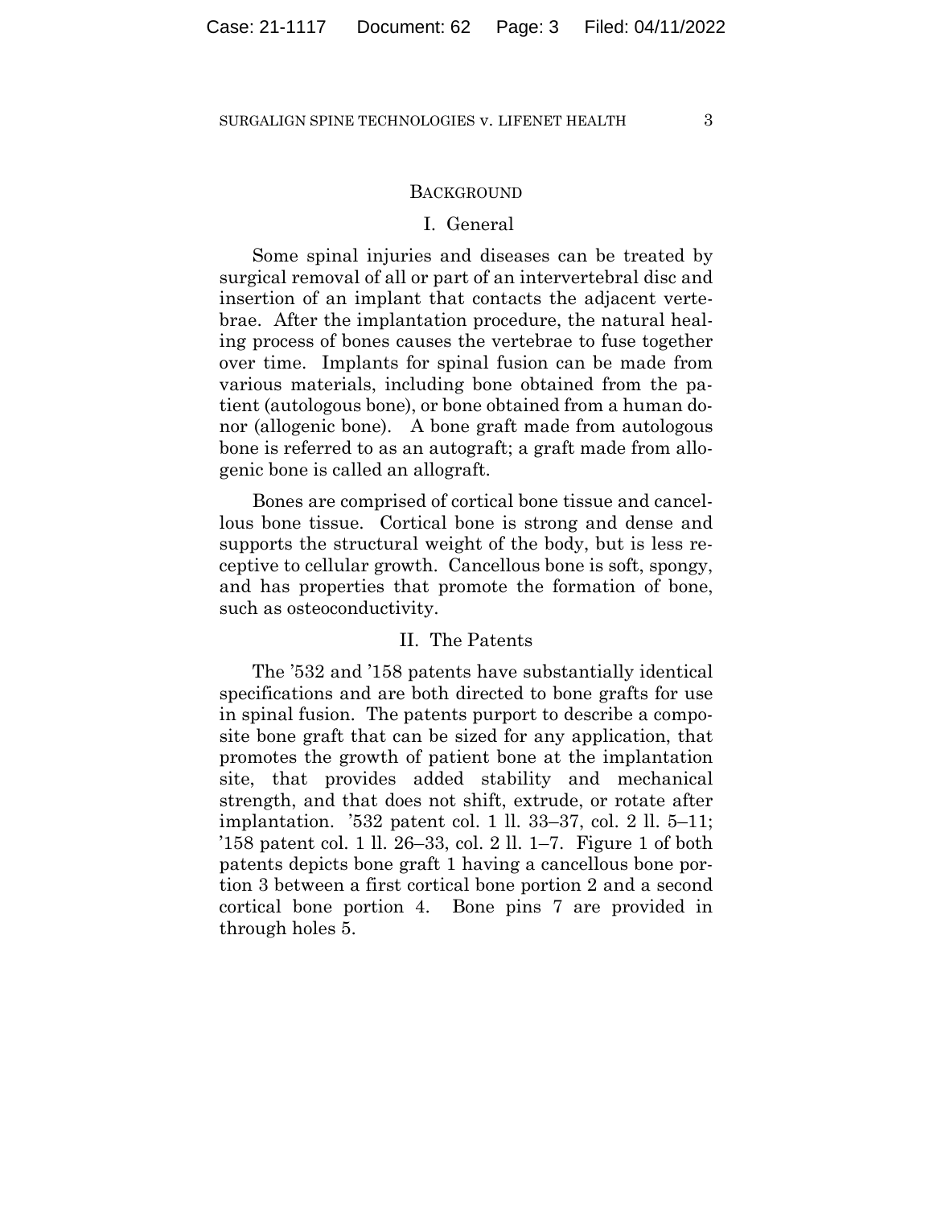## BACKGROUND

### I. General

Some spinal injuries and diseases can be treated by surgical removal of all or part of an intervertebral disc and insertion of an implant that contacts the adjacent vertebrae. After the implantation procedure, the natural healing process of bones causes the vertebrae to fuse together over time. Implants for spinal fusion can be made from various materials, including bone obtained from the patient (autologous bone), or bone obtained from a human donor (allogenic bone). A bone graft made from autologous bone is referred to as an autograft; a graft made from allogenic bone is called an allograft.

Bones are comprised of cortical bone tissue and cancellous bone tissue. Cortical bone is strong and dense and supports the structural weight of the body, but is less receptive to cellular growth. Cancellous bone is soft, spongy, and has properties that promote the formation of bone, such as osteoconductivity.

### II. The Patents

The '532 and '158 patents have substantially identical specifications and are both directed to bone grafts for use in spinal fusion. The patents purport to describe a composite bone graft that can be sized for any application, that promotes the growth of patient bone at the implantation site, that provides added stability and mechanical strength, and that does not shift, extrude, or rotate after implantation. '532 patent col. 1 ll. 33–37, col. 2 ll. 5–11; '158 patent col. 1 ll. 26–33, col. 2 ll. 1–7. Figure 1 of both patents depicts bone graft 1 having a cancellous bone portion 3 between a first cortical bone portion 2 and a second cortical bone portion 4. Bone pins 7 are provided in through holes 5.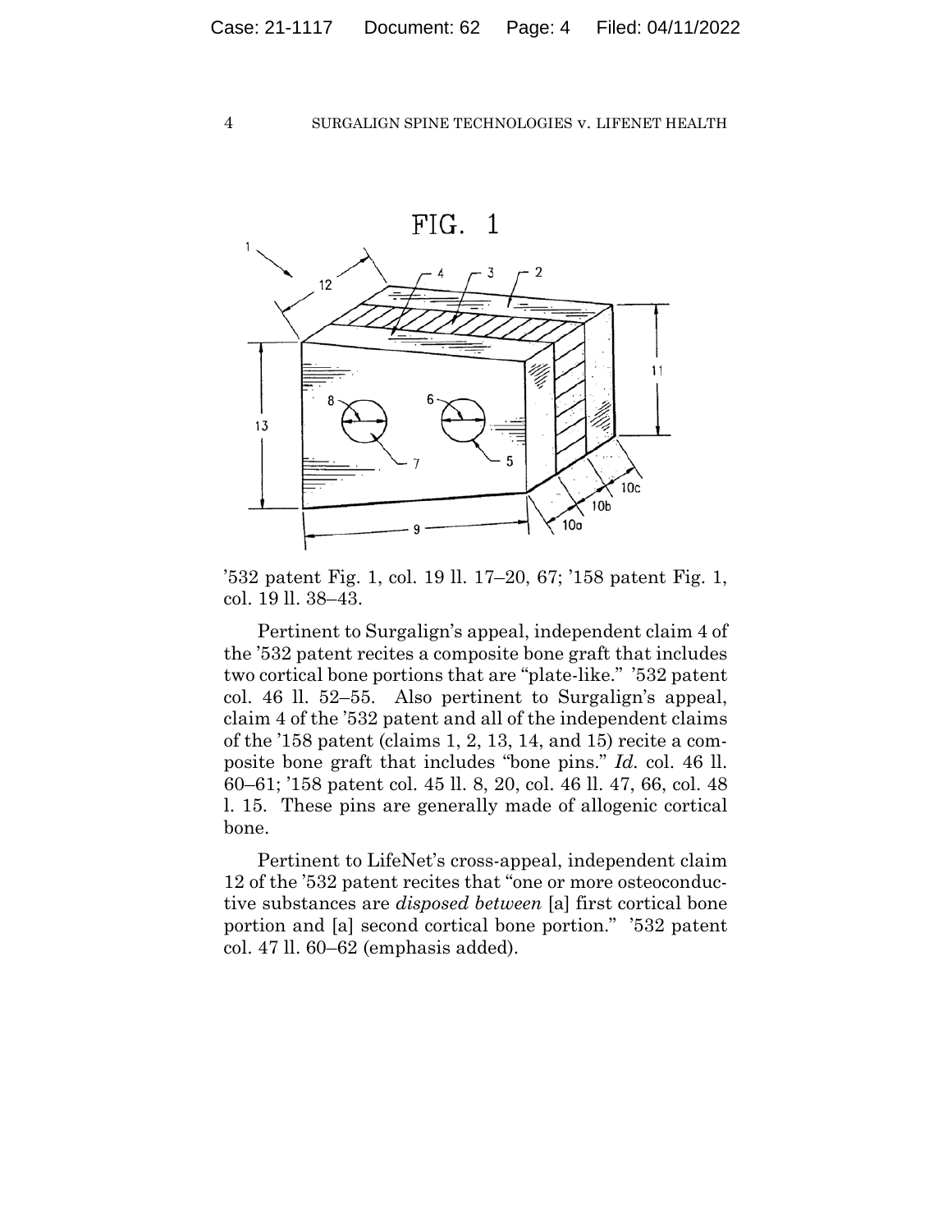FIG. 1

'532 patent Fig. 1, col. 19 ll. 17–20, 67; '158 patent Fig. 1, col. 19 ll. 38–43.

Pertinent to Surgalign's appeal, independent claim 4 of the '532 patent recites a composite bone graft that includes two cortical bone portions that are "plate-like." '532 patent col. 46 ll. 52–55. Also pertinent to Surgalign's appeal, claim 4 of the '532 patent and all of the independent claims of the '158 patent (claims 1, 2, 13, 14, and 15) recite a composite bone graft that includes "bone pins." *Id.* col. 46 ll. 60–61; '158 patent col. 45 ll. 8, 20, col. 46 ll. 47, 66, col. 48 l. 15. These pins are generally made of allogenic cortical bone.

Pertinent to LifeNet's cross-appeal, independent claim 12 of the '532 patent recites that "one or more osteoconductive substances are *disposed between* [a] first cortical bone portion and [a] second cortical bone portion." '532 patent col. 47 ll. 60–62 (emphasis added).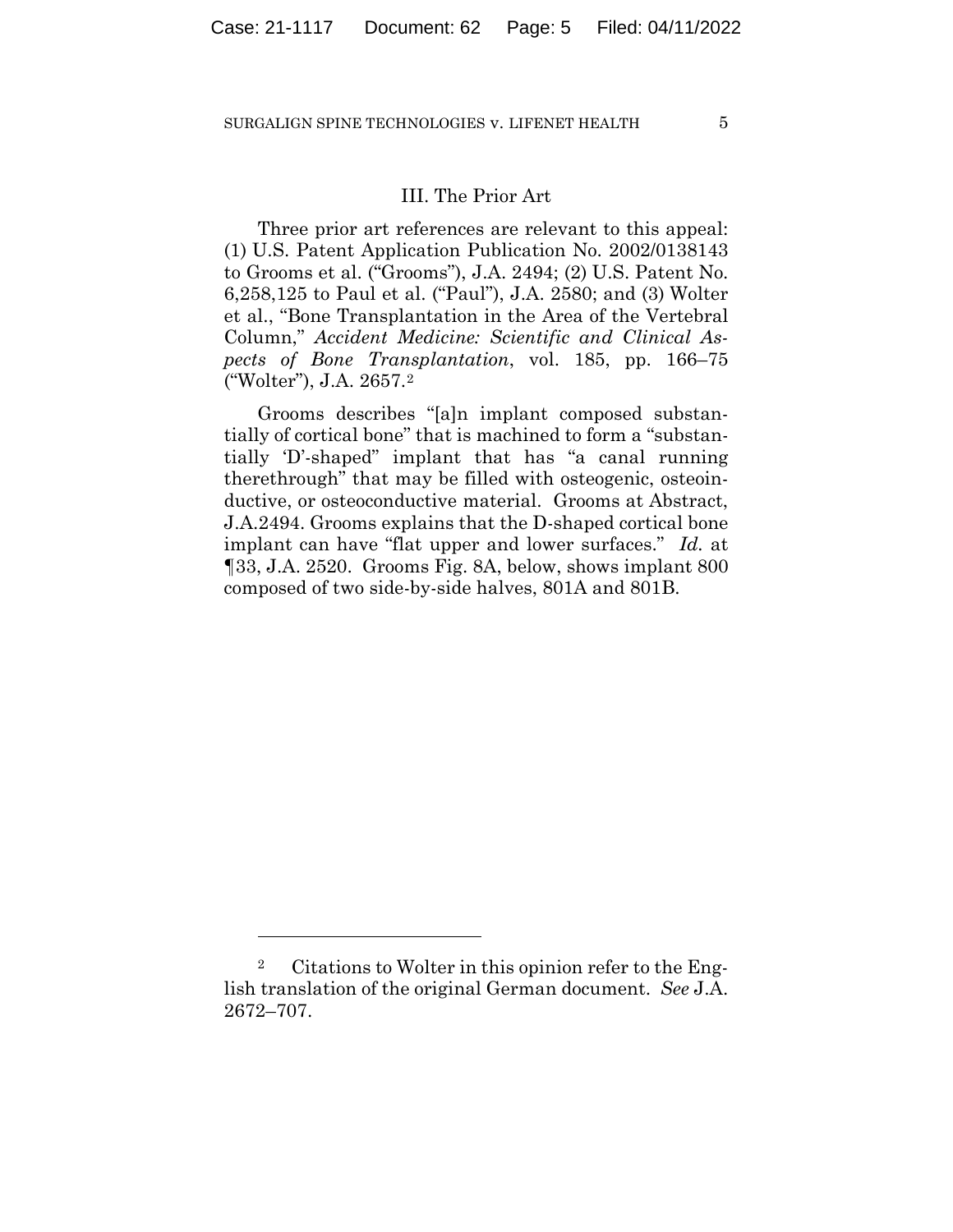### III. The Prior Art

Three prior art references are relevant to this appeal: (1) U.S. Patent Application Publication No. 2002/0138143 to Grooms et al. ("Grooms"), J.A. 2494; (2) U.S. Patent No. 6,258,125 to Paul et al. ("Paul"), J.A. 2580; and (3) Wolter et al., "Bone Transplantation in the Area of the Vertebral Column," *Accident Medicine: Scientific and Clinical Aspects of Bone Transplantation*, vol. 185, pp. 166–75 ("Wolter"), J.A. 2657.[2]

Grooms describes "[a]n implant composed substantially of cortical bone" that is machined to form a "substantially 'D'-shaped" implant that has "a canal running therethrough" that may be filled with osteogenic, osteoinductive, or osteoconductive material. Grooms at Abstract, J.A.2494. Grooms explains that the D-shaped cortical bone implant can have "flat upper and lower surfaces." *Id.* at ¶33, J.A. 2520. Grooms Fig. 8A, below, shows implant 800 composed of two side-by-side halves, 801A and 801B.

---

[2] Citations to Wolter in this opinion refer to the English translation of the original German document. *See* J.A. 2672–707.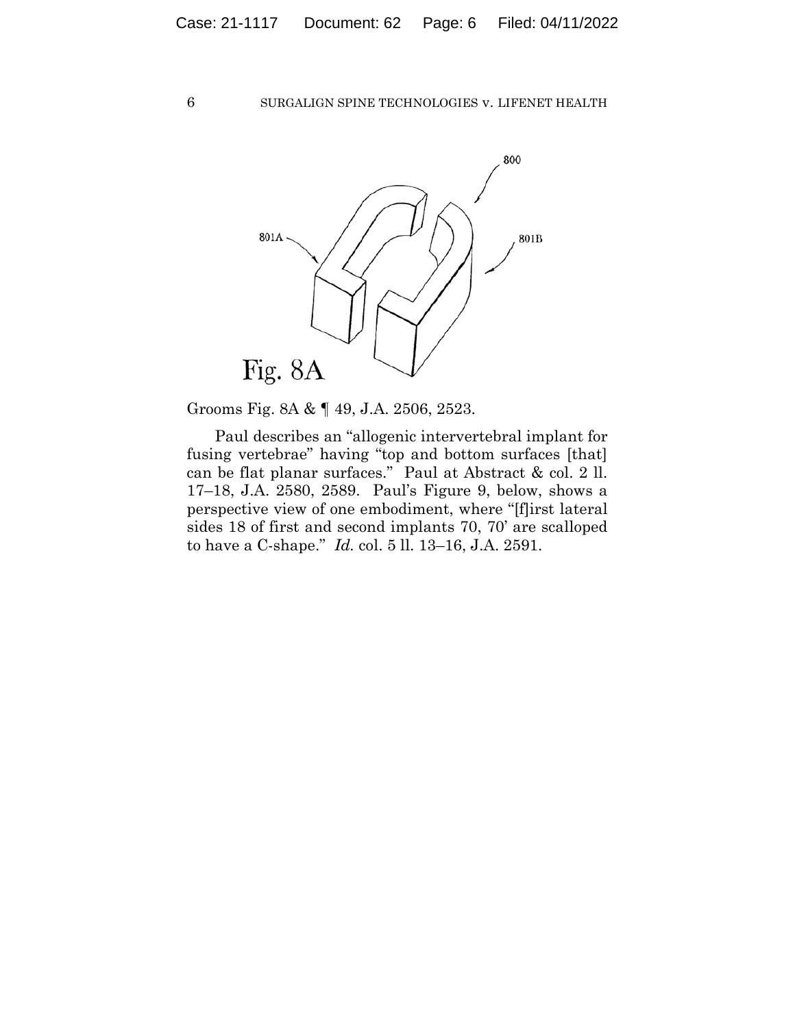Grooms Fig. 8A & ¶ 49, J.A. 2506, 2523.

Paul describes an "allogenic intervertebral implant for fusing vertebrae" having "top and bottom surfaces [that] can be flat planar surfaces." Paul at Abstract & col. 2 ll. 17–18, J.A. 2580, 2589. Paul's Figure 9, below, shows a perspective view of one embodiment, where "[f]irst lateral sides 18 of first and second implants 70, 70' are scalloped to have a C-shape." *Id.* col. 5 ll. 13–16, J.A. 2591.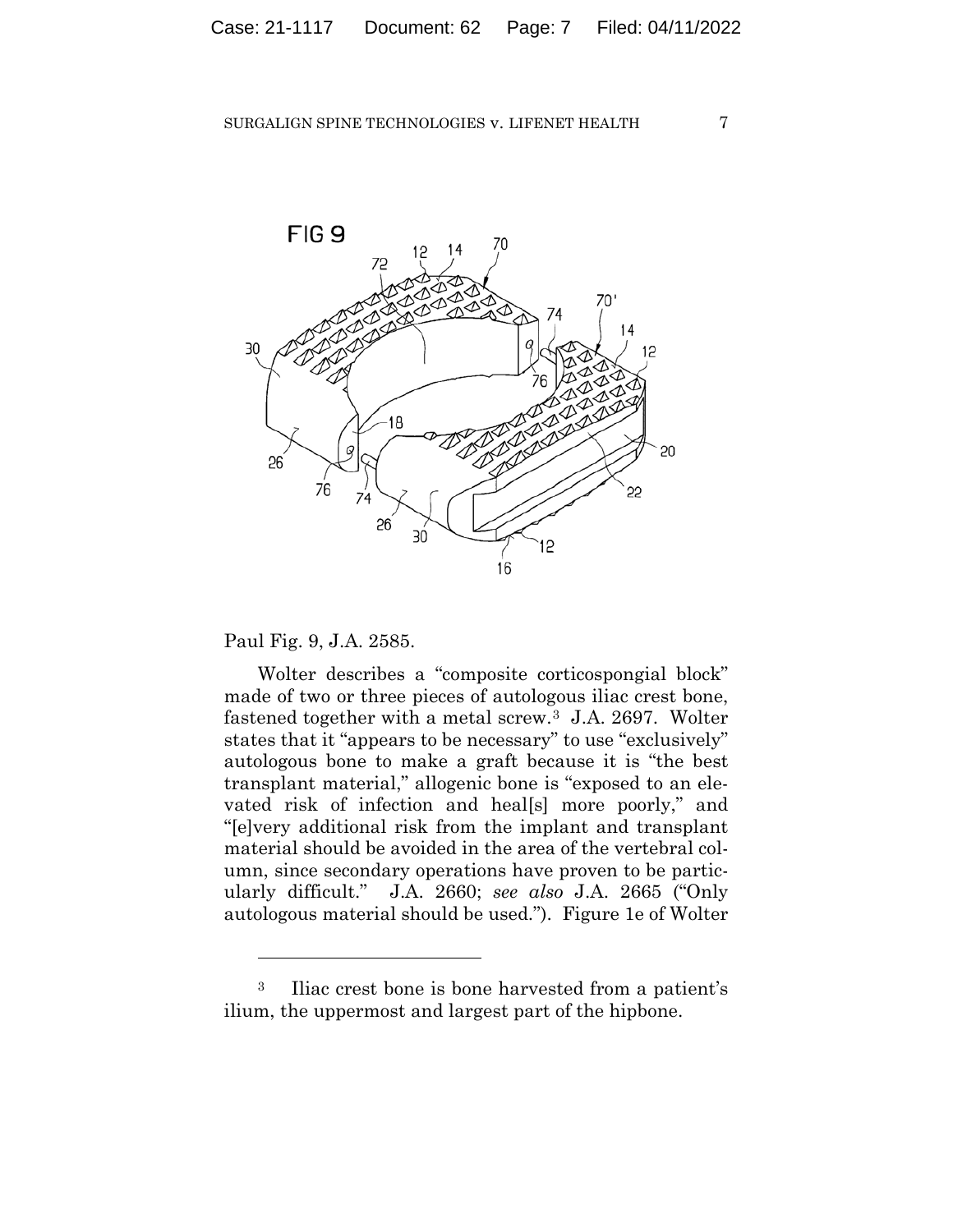Paul Fig. 9, J.A. 2585.

Wolter describes a "composite corticospongial block" made of two or three pieces of autologous iliac crest bone, fastened together with a metal screw.[3] J.A. 2697. Wolter states that it "appears to be necessary" to use "exclusively" autologous bone to make a graft because it is "the best transplant material," allogenic bone is "exposed to an elevated risk of infection and heal[s] more poorly," and "[e]very additional risk from the implant and transplant material should be avoided in the area of the vertebral column, since secondary operations have proven to be particularly difficult." J.A. 2660; *see also* J.A. 2665 ("Only autologous material should be used."). Figure 1e of Wolter

---

[3] Iliac crest bone is bone harvested from a patient's ilium, the uppermost and largest part of the hipbone.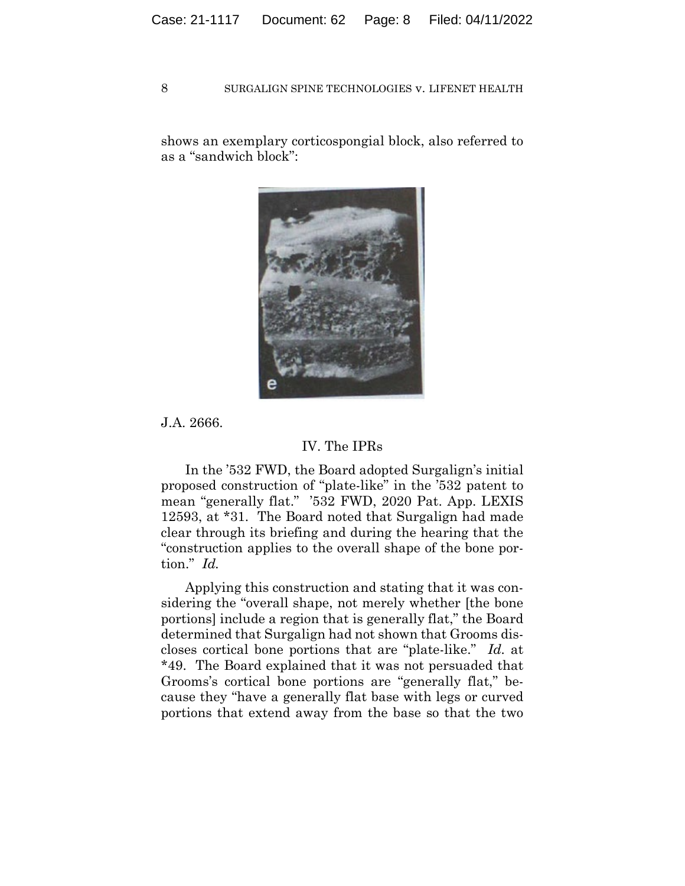shows an exemplary corticospongial block, also referred to as a "sandwich block":

J.A. 2666.

## IV. The IPRs

In the '532 FWD, the Board adopted Surgalign's initial proposed construction of "plate-like" in the '532 patent to mean "generally flat." '532 FWD, 2020 Pat. App. LEXIS 12593, at *31. The Board noted that Surgalign had made clear through its briefing and during the hearing that the "construction applies to the overall shape of the bone portion." *Id.*

Applying this construction and stating that it was considering the "overall shape, not merely whether [the bone portions] include a region that is generally flat," the Board determined that Surgalign had not shown that Grooms discloses cortical bone portions that are "plate-like." *Id.* at *49. The Board explained that it was not persuaded that Grooms's cortical bone portions are "generally flat," because they "have a generally flat base with legs or curved portions that extend away from the base so that the two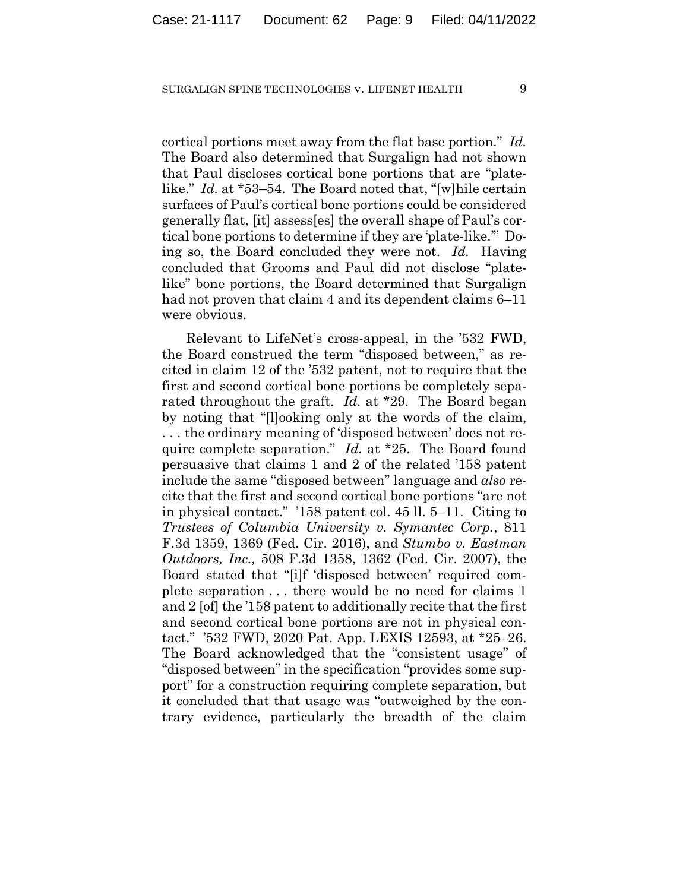cortical portions meet away from the flat base portion." *Id.* The Board also determined that Surgalign had not shown that Paul discloses cortical bone portions that are "plate-like." *Id.* at *53–54. The Board noted that, "[w]hile certain surfaces of Paul's cortical bone portions could be considered generally flat, [it] assess[es] the overall shape of Paul's cortical bone portions to determine if they are 'plate-like.'" Doing so, the Board concluded they were not. *Id.* Having concluded that Grooms and Paul did not disclose "plate-like" bone portions, the Board determined that Surgalign had not proven that claim 4 and its dependent claims 6–11 were obvious.

Relevant to LifeNet's cross-appeal, in the '532 FWD, the Board construed the term "disposed between," as recited in claim 12 of the '532 patent, not to require that the first and second cortical bone portions be completely separated throughout the graft. *Id.* at *29. The Board began by noting that "[l]ooking only at the words of the claim, . . . the ordinary meaning of 'disposed between' does not require complete separation." *Id.* at *25. The Board found persuasive that claims 1 and 2 of the related '158 patent include the same "disposed between" language and *also* recite that the first and second cortical bone portions "are not in physical contact." '158 patent col. 45 ll. 5–11. Citing to *Trustees of Columbia University v. Symantec Corp.*, 811 F.3d 1359, 1369 (Fed. Cir. 2016), and *Stumbo v. Eastman Outdoors, Inc.,* 508 F.3d 1358, 1362 (Fed. Cir. 2007), the Board stated that "[i]f 'disposed between' required complete separation . . . there would be no need for claims 1 and 2 [of] the '158 patent to additionally recite that the first and second cortical bone portions are not in physical contact." '532 FWD, 2020 Pat. App. LEXIS 12593, at *25–26. The Board acknowledged that the "consistent usage" of "disposed between" in the specification "provides some support" for a construction requiring complete separation, but it concluded that that usage was "outweighed by the contrary evidence, particularly the breadth of the claim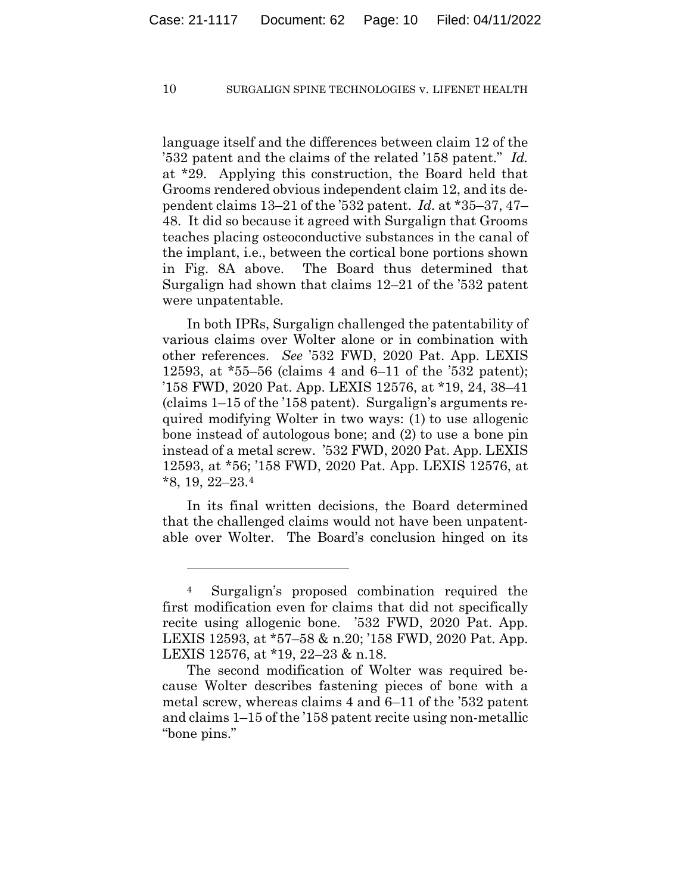language itself and the differences between claim 12 of the '532 patent and the claims of the related '158 patent." *Id.* at *29. Applying this construction, the Board held that Grooms rendered obvious independent claim 12, and its dependent claims 13–21 of the '532 patent. *Id.* at *35–37, 47–48. It did so because it agreed with Surgalign that Grooms teaches placing osteoconductive substances in the canal of the implant, i.e., between the cortical bone portions shown in Fig. 8A above. The Board thus determined that Surgalign had shown that claims 12–21 of the '532 patent were unpatentable.

In both IPRs, Surgalign challenged the patentability of various claims over Wolter alone or in combination with other references. *See* '532 FWD, 2020 Pat. App. LEXIS 12593, at *55–56 (claims 4 and 6–11 of the '532 patent); '158 FWD, 2020 Pat. App. LEXIS 12576, at *19, 24, 38–41 (claims 1–15 of the '158 patent). Surgalign's arguments required modifying Wolter in two ways: (1) to use allogenic bone instead of autologous bone; and (2) to use a bone pin instead of a metal screw. '532 FWD, 2020 Pat. App. LEXIS 12593, at *56; '158 FWD, 2020 Pat. App. LEXIS 12576, at *8, 19, 22–23.[4]

In its final written decisions, the Board determined that the challenged claims would not have been unpatentable over Wolter. The Board's conclusion hinged on its

---

[4] Surgalign's proposed combination required the first modification even for claims that did not specifically recite using allogenic bone. '532 FWD, 2020 Pat. App. LEXIS 12593, at *57–58 & n.20; '158 FWD, 2020 Pat. App. LEXIS 12576, at *19, 22–23 & n.18.

The second modification of Wolter was required because Wolter describes fastening pieces of bone with a metal screw, whereas claims 4 and 6–11 of the '532 patent and claims 1–15 of the '158 patent recite using non-metallic "bone pins."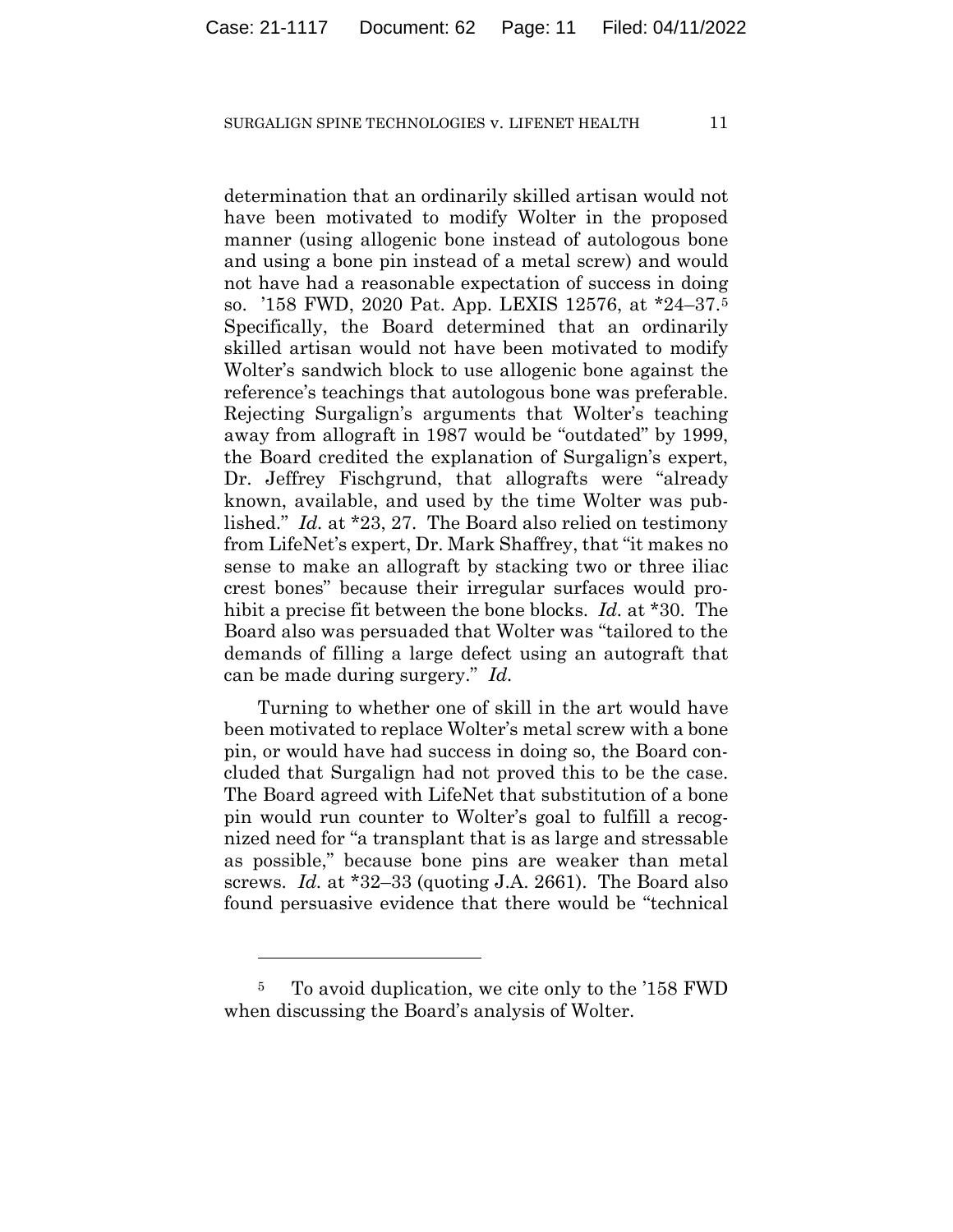determination that an ordinarily skilled artisan would not have been motivated to modify Wolter in the proposed manner (using allogenic bone instead of autologous bone and using a bone pin instead of a metal screw) and would not have had a reasonable expectation of success in doing so. '158 FWD, 2020 Pat. App. LEXIS 12576, at *24–37.[5] Specifically, the Board determined that an ordinarily skilled artisan would not have been motivated to modify Wolter's sandwich block to use allogenic bone against the reference's teachings that autologous bone was preferable. Rejecting Surgalign's arguments that Wolter's teaching away from allograft in 1987 would be "outdated" by 1999, the Board credited the explanation of Surgalign's expert, Dr. Jeffrey Fischgrund, that allografts were "already known, available, and used by the time Wolter was published." *Id.* at *23, 27. The Board also relied on testimony from LifeNet's expert, Dr. Mark Shaffrey, that "it makes no sense to make an allograft by stacking two or three iliac crest bones" because their irregular surfaces would prohibit a precise fit between the bone blocks. *Id.* at *30. The Board also was persuaded that Wolter was "tailored to the demands of filling a large defect using an autograft that can be made during surgery." *Id.*

Turning to whether one of skill in the art would have been motivated to replace Wolter's metal screw with a bone pin, or would have had success in doing so, the Board concluded that Surgalign had not proved this to be the case. The Board agreed with LifeNet that substitution of a bone pin would run counter to Wolter's goal to fulfill a recognized need for "a transplant that is as large and stressable as possible," because bone pins are weaker than metal screws. *Id.* at *32–33 (quoting J.A. 2661). The Board also found persuasive evidence that there would be "technical

[5] To avoid duplication, we cite only to the '158 FWD when discussing the Board's analysis of Wolter.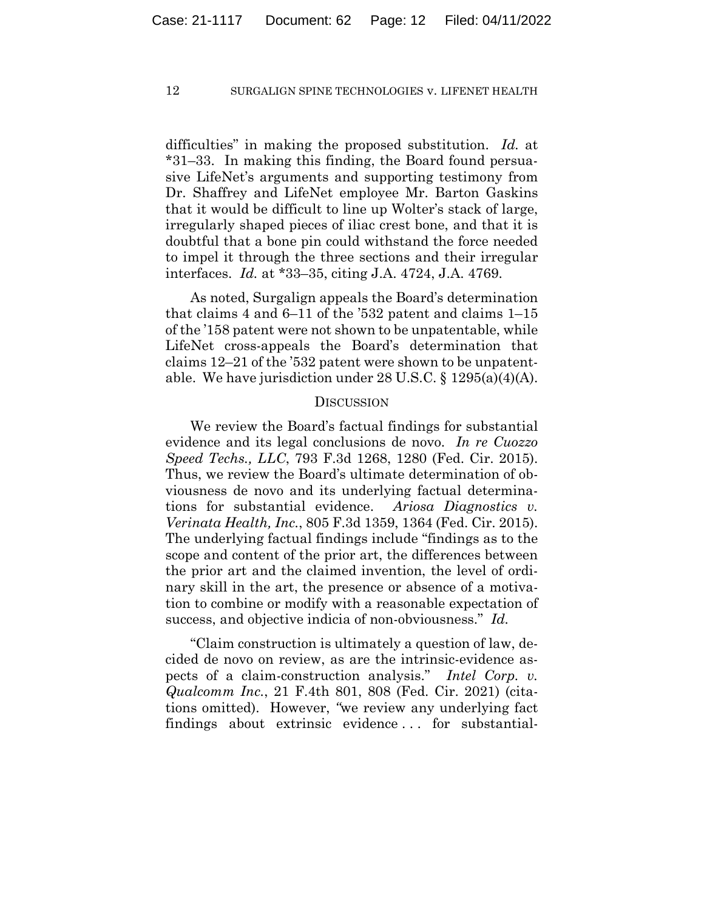difficulties" in making the proposed substitution. *Id.* at *31–33. In making this finding, the Board found persuasive LifeNet's arguments and supporting testimony from Dr. Shaffrey and LifeNet employee Mr. Barton Gaskins that it would be difficult to line up Wolter's stack of large, irregularly shaped pieces of iliac crest bone, and that it is doubtful that a bone pin could withstand the force needed to impel it through the three sections and their irregular interfaces. *Id.* at *33–35, citing J.A. 4724, J.A. 4769.

As noted, Surgalign appeals the Board's determination that claims 4 and 6–11 of the '532 patent and claims 1–15 of the '158 patent were not shown to be unpatentable, while LifeNet cross-appeals the Board's determination that claims 12–21 of the '532 patent were shown to be unpatentable. We have jurisdiction under 28 U.S.C. § 1295(a)(4)(A).

## DISCUSSION

We review the Board's factual findings for substantial evidence and its legal conclusions de novo. *In re Cuozzo Speed Techs., LLC*, 793 F.3d 1268, 1280 (Fed. Cir. 2015). Thus, we review the Board's ultimate determination of obviousness de novo and its underlying factual determinations for substantial evidence. *Ariosa Diagnostics v. Verinata Health, Inc.*, 805 F.3d 1359, 1364 (Fed. Cir. 2015). The underlying factual findings include "findings as to the scope and content of the prior art, the differences between the prior art and the claimed invention, the level of ordinary skill in the art, the presence or absence of a motivation to combine or modify with a reasonable expectation of success, and objective indicia of non-obviousness." *Id.*

"Claim construction is ultimately a question of law, decided de novo on review, as are the intrinsic-evidence aspects of a claim-construction analysis." *Intel Corp. v. Qualcomm Inc.*, 21 F.4th 801, 808 (Fed. Cir. 2021) (citations omitted). However, "we review any underlying fact findings about extrinsic evidence . . . for substantial-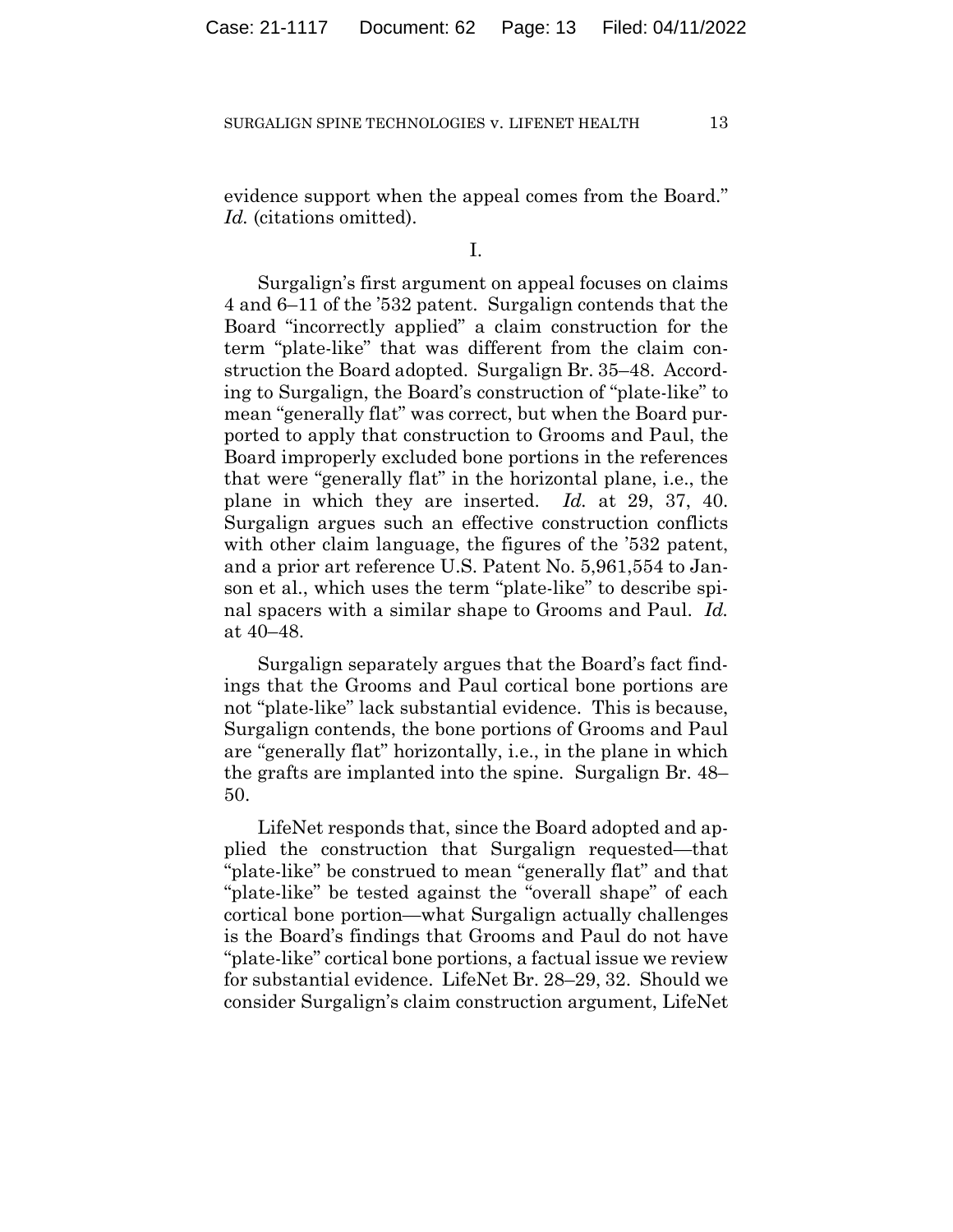evidence support when the appeal comes from the Board." *Id.* (citations omitted).

I.

Surgalign's first argument on appeal focuses on claims 4 and 6–11 of the '532 patent. Surgalign contends that the Board "incorrectly applied" a claim construction for the term "plate-like" that was different from the claim construction the Board adopted. Surgalign Br. 35–48. According to Surgalign, the Board's construction of "plate-like" to mean "generally flat" was correct, but when the Board purported to apply that construction to Grooms and Paul, the Board improperly excluded bone portions in the references that were "generally flat" in the horizontal plane, i.e., the plane in which they are inserted. *Id.* at 29, 37, 40. Surgalign argues such an effective construction conflicts with other claim language, the figures of the '532 patent, and a prior art reference U.S. Patent No. 5,961,554 to Janson et al., which uses the term "plate-like" to describe spinal spacers with a similar shape to Grooms and Paul. *Id.* at 40–48.

Surgalign separately argues that the Board's fact findings that the Grooms and Paul cortical bone portions are not "plate-like" lack substantial evidence. This is because, Surgalign contends, the bone portions of Grooms and Paul are "generally flat" horizontally, i.e., in the plane in which the grafts are implanted into the spine. Surgalign Br. 48–50.

LifeNet responds that, since the Board adopted and applied the construction that Surgalign requested—that "plate-like" be construed to mean "generally flat" and that "plate-like" be tested against the "overall shape" of each cortical bone portion—what Surgalign actually challenges is the Board's findings that Grooms and Paul do not have "plate-like" cortical bone portions, a factual issue we review for substantial evidence. LifeNet Br. 28–29, 32. Should we consider Surgalign's claim construction argument, LifeNet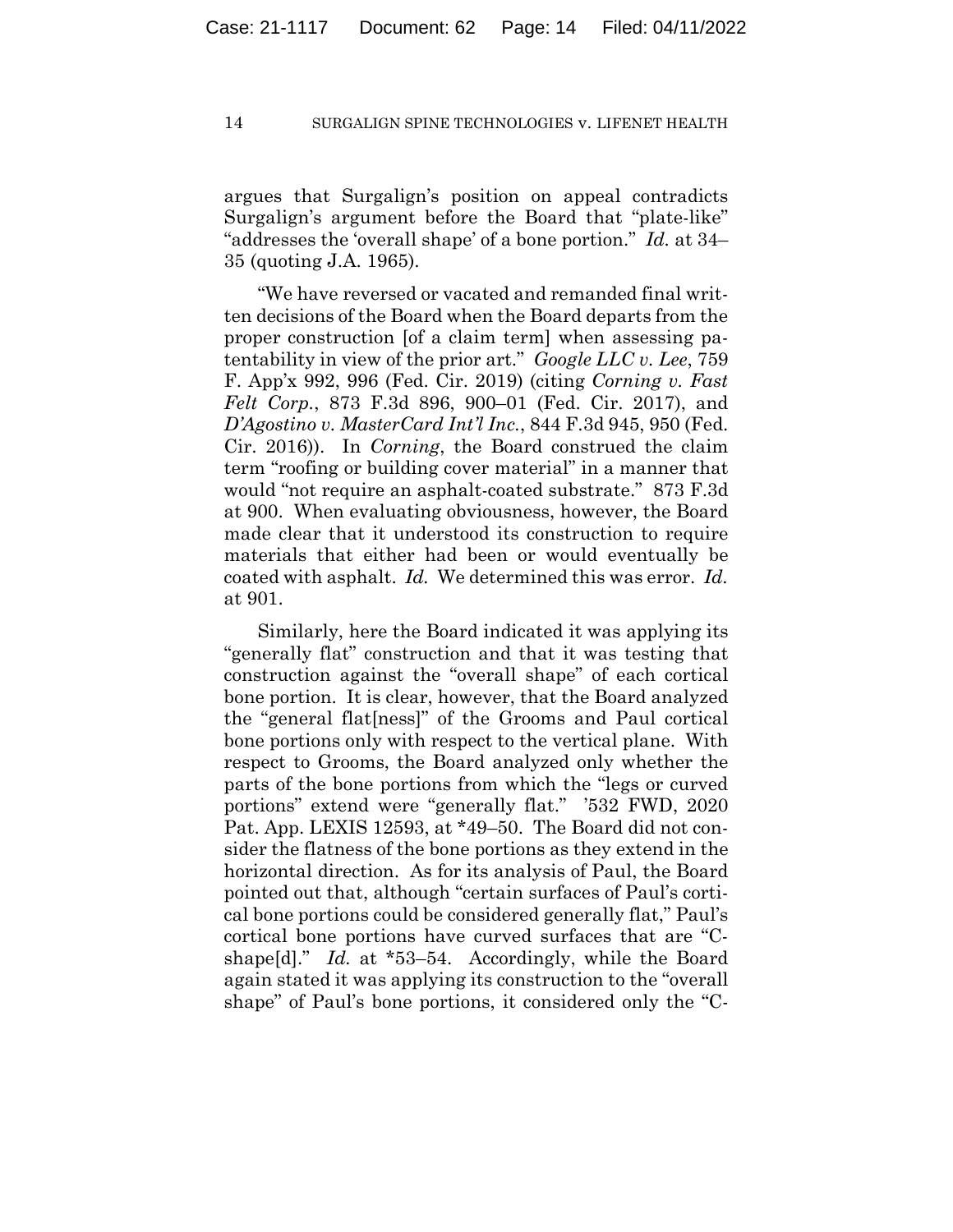argues that Surgalign's position on appeal contradicts Surgalign's argument before the Board that "plate-like" "addresses the 'overall shape' of a bone portion." *Id.* at 34–35 (quoting J.A. 1965).

"We have reversed or vacated and remanded final written decisions of the Board when the Board departs from the proper construction [of a claim term] when assessing patentability in view of the prior art." *Google LLC v. Lee*, 759 F. App'x 992, 996 (Fed. Cir. 2019) (citing *Corning v. Fast Felt Corp.*, 873 F.3d 896, 900–01 (Fed. Cir. 2017), and *D'Agostino v. MasterCard Int'l Inc.*, 844 F.3d 945, 950 (Fed. Cir. 2016)). In *Corning*, the Board construed the claim term "roofing or building cover material" in a manner that would "not require an asphalt-coated substrate." 873 F.3d at 900. When evaluating obviousness, however, the Board made clear that it understood its construction to require materials that either had been or would eventually be coated with asphalt. *Id.* We determined this was error. *Id.* at 901.

Similarly, here the Board indicated it was applying its "generally flat" construction and that it was testing that construction against the "overall shape" of each cortical bone portion. It is clear, however, that the Board analyzed the "general flat[ness]" of the Grooms and Paul cortical bone portions only with respect to the vertical plane. With respect to Grooms, the Board analyzed only whether the parts of the bone portions from which the "legs or curved portions" extend were "generally flat." '532 FWD, 2020 Pat. App. LEXIS 12593, at *49–50. The Board did not consider the flatness of the bone portions as they extend in the horizontal direction. As for its analysis of Paul, the Board pointed out that, although "certain surfaces of Paul's cortical bone portions could be considered generally flat," Paul's cortical bone portions have curved surfaces that are "C-shape[d]." *Id.* at *53–54. Accordingly, while the Board again stated it was applying its construction to the "overall shape" of Paul's bone portions, it considered only the "C-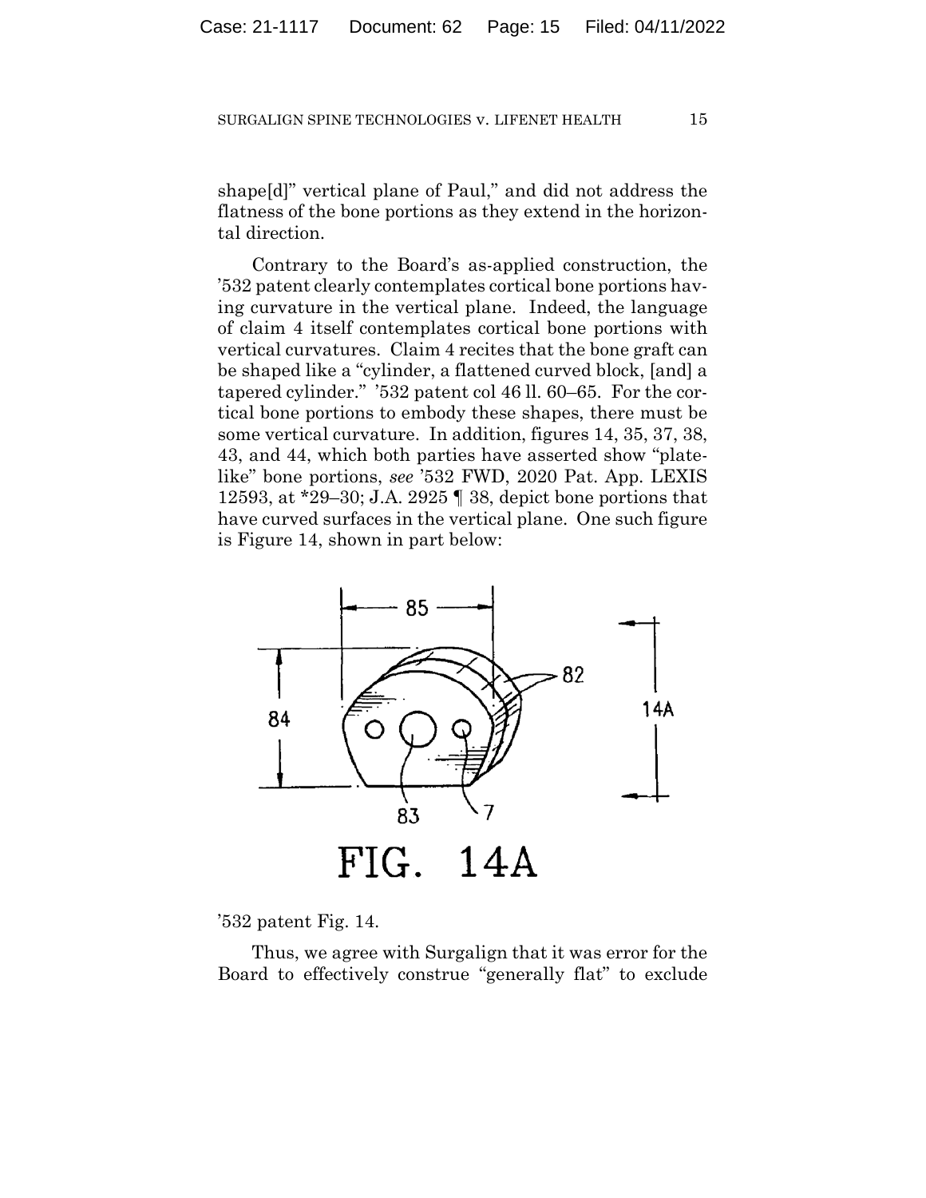shape[d]" vertical plane of Paul," and did not address the flatness of the bone portions as they extend in the horizontal direction.

Contrary to the Board's as-applied construction, the '532 patent clearly contemplates cortical bone portions having curvature in the vertical plane. Indeed, the language of claim 4 itself contemplates cortical bone portions with vertical curvatures. Claim 4 recites that the bone graft can be shaped like a "cylinder, a flattened curved block, [and] a tapered cylinder." '532 patent col 46 ll. 60–65. For the cortical bone portions to embody these shapes, there must be some vertical curvature. In addition, figures 14, 35, 37, 38, 43, and 44, which both parties have asserted show "plate-like" bone portions, *see* '532 FWD, 2020 Pat. App. LEXIS 12593, at *29–30; J.A. 2925 ¶ 38, depict bone portions that have curved surfaces in the vertical plane. One such figure is Figure 14, shown in part below:

FIG. 14A

'532 patent Fig. 14.

Thus, we agree with Surgalign that it was error for the Board to effectively construe "generally flat" to exclude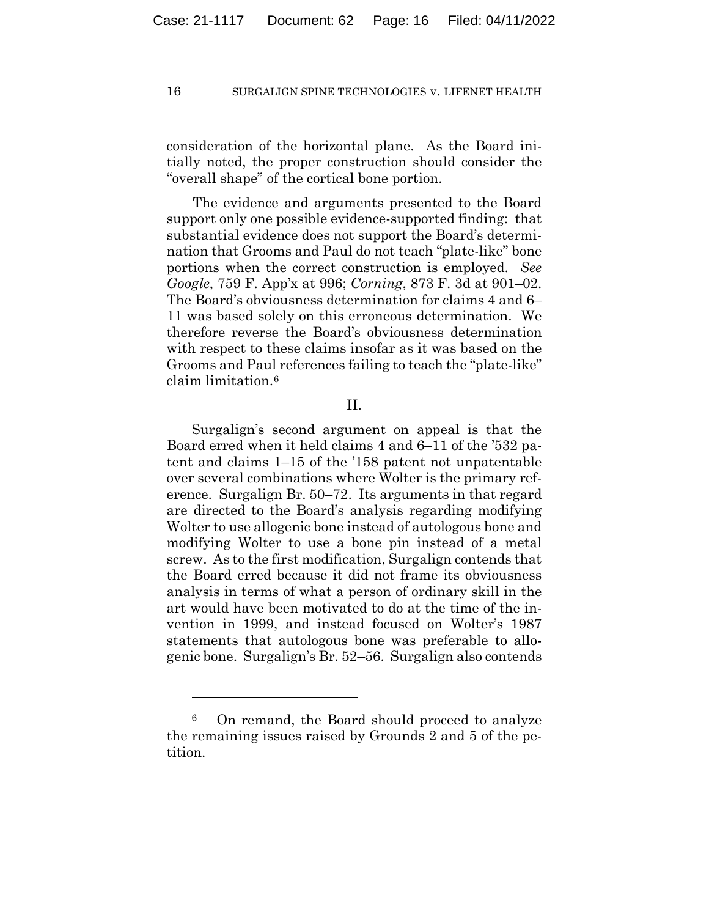consideration of the horizontal plane. As the Board initially noted, the proper construction should consider the "overall shape" of the cortical bone portion.

The evidence and arguments presented to the Board support only one possible evidence-supported finding: that substantial evidence does not support the Board's determination that Grooms and Paul do not teach "plate-like" bone portions when the correct construction is employed. *See Google*, 759 F. App'x at 996; *Corning*, 873 F. 3d at 901–02. The Board's obviousness determination for claims 4 and 6–11 was based solely on this erroneous determination. We therefore reverse the Board's obviousness determination with respect to these claims insofar as it was based on the Grooms and Paul references failing to teach the "plate-like" claim limitation.[6]

## II.

Surgalign's second argument on appeal is that the Board erred when it held claims 4 and 6–11 of the '532 patent and claims 1–15 of the '158 patent not unpatentable over several combinations where Wolter is the primary reference. Surgalign Br. 50–72. Its arguments in that regard are directed to the Board's analysis regarding modifying Wolter to use allogenic bone instead of autologous bone and modifying Wolter to use a bone pin instead of a metal screw. As to the first modification, Surgalign contends that the Board erred because it did not frame its obviousness analysis in terms of what a person of ordinary skill in the art would have been motivated to do at the time of the invention in 1999, and instead focused on Wolter's 1987 statements that autologous bone was preferable to allogenic bone. Surgalign's Br. 52–56. Surgalign also contends

---

[6] On remand, the Board should proceed to analyze the remaining issues raised by Grounds 2 and 5 of the petition.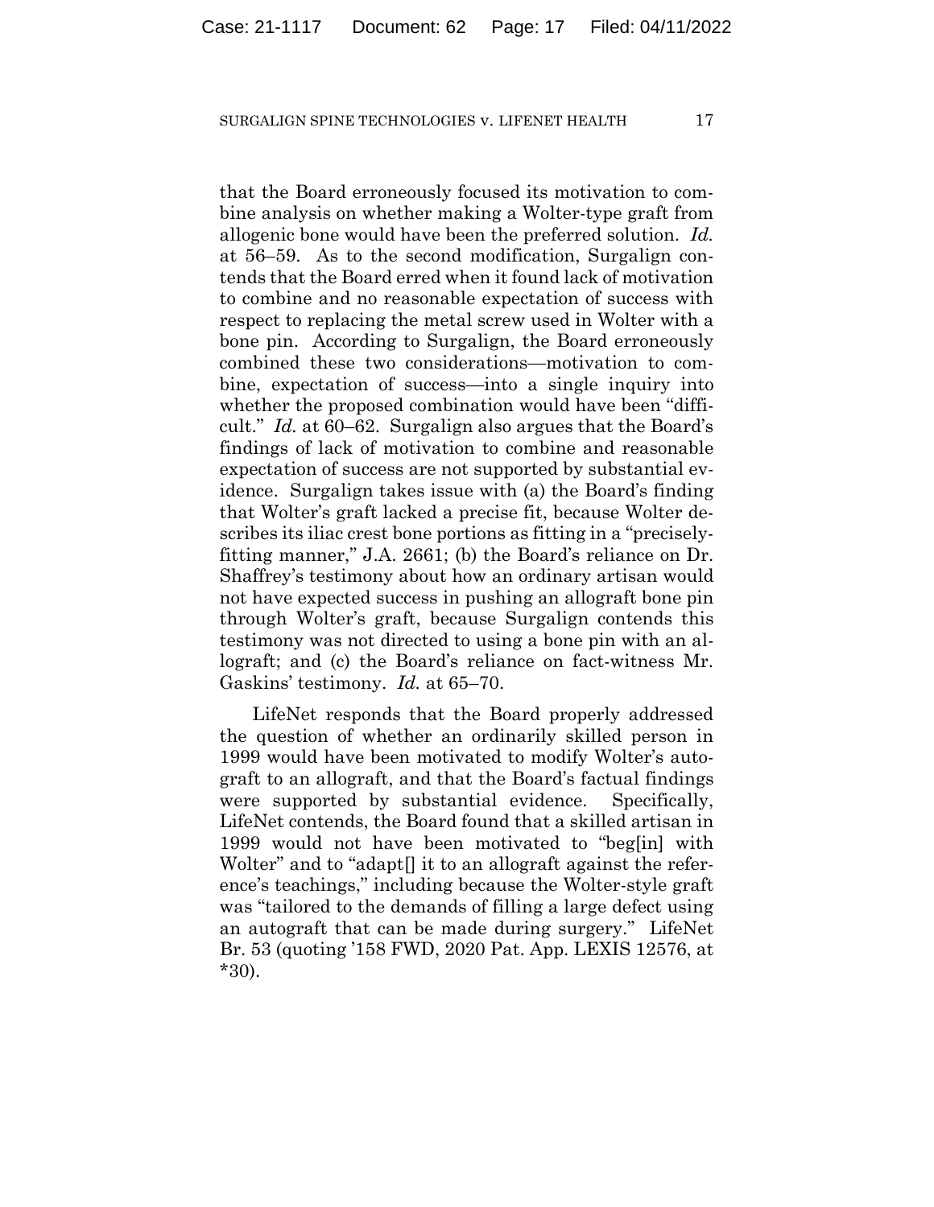that the Board erroneously focused its motivation to combine analysis on whether making a Wolter-type graft from allogenic bone would have been the preferred solution. *Id.* at 56–59. As to the second modification, Surgalign contends that the Board erred when it found lack of motivation to combine and no reasonable expectation of success with respect to replacing the metal screw used in Wolter with a bone pin. According to Surgalign, the Board erroneously combined these two considerations—motivation to combine, expectation of success—into a single inquiry into whether the proposed combination would have been "difficult." *Id.* at 60–62. Surgalign also argues that the Board's findings of lack of motivation to combine and reasonable expectation of success are not supported by substantial evidence. Surgalign takes issue with (a) the Board's finding that Wolter's graft lacked a precise fit, because Wolter describes its iliac crest bone portions as fitting in a "precisely-fitting manner," J.A. 2661; (b) the Board's reliance on Dr. Shaffrey's testimony about how an ordinary artisan would not have expected success in pushing an allograft bone pin through Wolter's graft, because Surgalign contends this testimony was not directed to using a bone pin with an allograft; and (c) the Board's reliance on fact-witness Mr. Gaskins' testimony. *Id.* at 65–70.

LifeNet responds that the Board properly addressed the question of whether an ordinarily skilled person in 1999 would have been motivated to modify Wolter's autograft to an allograft, and that the Board's factual findings were supported by substantial evidence. Specifically, LifeNet contends, the Board found that a skilled artisan in 1999 would not have been motivated to "beg[in] with Wolter" and to "adapt[] it to an allograft against the reference's teachings," including because the Wolter-style graft was "tailored to the demands of filling a large defect using an autograft that can be made during surgery." LifeNet Br. 53 (quoting '158 FWD, 2020 Pat. App. LEXIS 12576, at *30).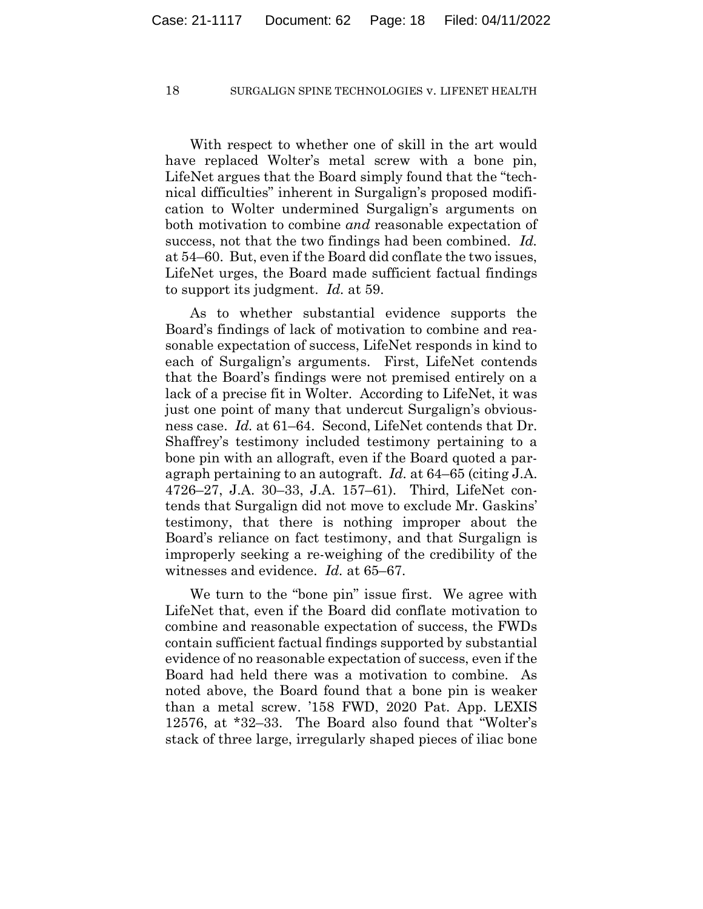With respect to whether one of skill in the art would have replaced Wolter's metal screw with a bone pin, LifeNet argues that the Board simply found that the "technical difficulties" inherent in Surgalign's proposed modification to Wolter undermined Surgalign's arguments on both motivation to combine *and* reasonable expectation of success, not that the two findings had been combined. *Id.* at 54–60. But, even if the Board did conflate the two issues, LifeNet urges, the Board made sufficient factual findings to support its judgment. *Id.* at 59.

As to whether substantial evidence supports the Board's findings of lack of motivation to combine and reasonable expectation of success, LifeNet responds in kind to each of Surgalign's arguments. First, LifeNet contends that the Board's findings were not premised entirely on a lack of a precise fit in Wolter. According to LifeNet, it was just one point of many that undercut Surgalign's obviousness case. *Id.* at 61–64. Second, LifeNet contends that Dr. Shaffrey's testimony included testimony pertaining to a bone pin with an allograft, even if the Board quoted a paragraph pertaining to an autograft. *Id.* at 64–65 (citing J.A. 4726–27, J.A. 30–33, J.A. 157–61). Third, LifeNet contends that Surgalign did not move to exclude Mr. Gaskins' testimony, that there is nothing improper about the Board's reliance on fact testimony, and that Surgalign is improperly seeking a re-weighing of the credibility of the witnesses and evidence. *Id.* at 65–67.

We turn to the "bone pin" issue first. We agree with LifeNet that, even if the Board did conflate motivation to combine and reasonable expectation of success, the FWDs contain sufficient factual findings supported by substantial evidence of no reasonable expectation of success, even if the Board had held there was a motivation to combine. As noted above, the Board found that a bone pin is weaker than a metal screw. '158 FWD, 2020 Pat. App. LEXIS 12576, at *32–33. The Board also found that "Wolter's stack of three large, irregularly shaped pieces of iliac bone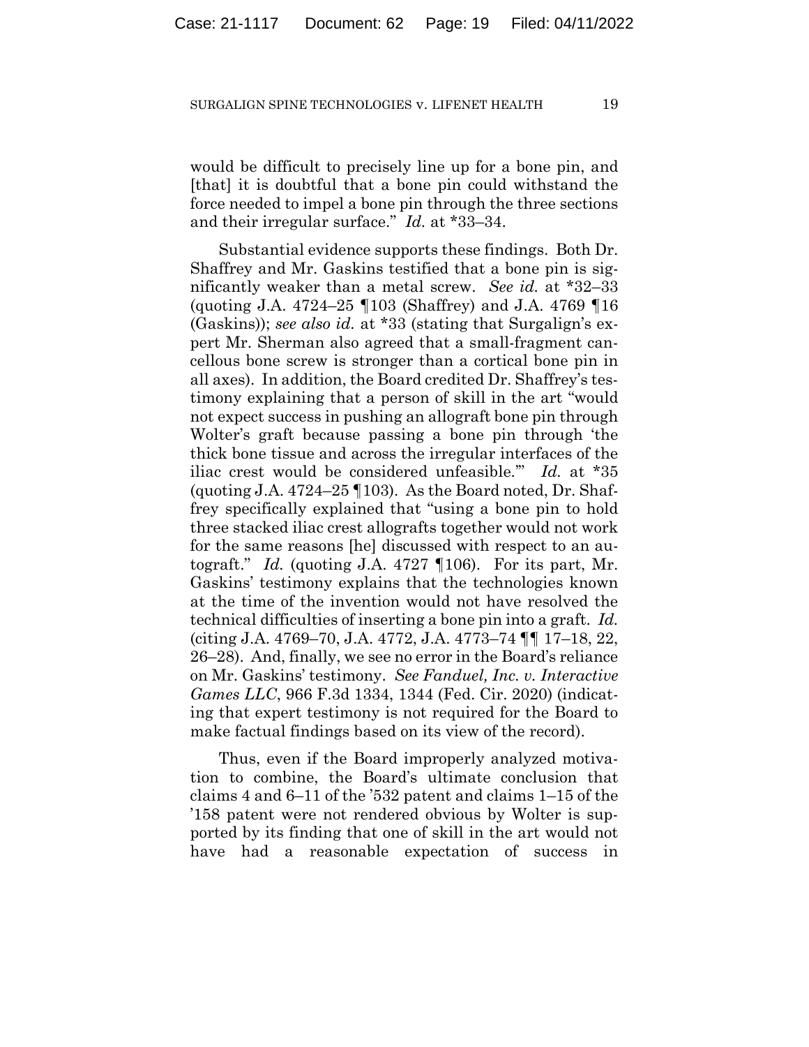would be difficult to precisely line up for a bone pin, and [that] it is doubtful that a bone pin could withstand the force needed to impel a bone pin through the three sections and their irregular surface." *Id.* at *33–34.

Substantial evidence supports these findings. Both Dr. Shaffrey and Mr. Gaskins testified that a bone pin is significantly weaker than a metal screw. *See id.* at *32–33 (quoting J.A. 4724–25 ¶103 (Shaffrey) and J.A. 4769 ¶16 (Gaskins)); *see also id.* at *33 (stating that Surgalign's expert Mr. Sherman also agreed that a small-fragment cancellous bone screw is stronger than a cortical bone pin in all axes). In addition, the Board credited Dr. Shaffrey's testimony explaining that a person of skill in the art "would not expect success in pushing an allograft bone pin through Wolter's graft because passing a bone pin through 'the thick bone tissue and across the irregular interfaces of the iliac crest would be considered unfeasible.'" *Id.* at *35 (quoting J.A. 4724–25 ¶103). As the Board noted, Dr. Shaffrey specifically explained that "using a bone pin to hold three stacked iliac crest allografts together would not work for the same reasons [he] discussed with respect to an autograft." *Id.* (quoting J.A. 4727 ¶106). For its part, Mr. Gaskins' testimony explains that the technologies known at the time of the invention would not have resolved the technical difficulties of inserting a bone pin into a graft. *Id.* (citing J.A. 4769–70, J.A. 4772, J.A. 4773–74 ¶¶ 17–18, 22, 26–28). And, finally, we see no error in the Board's reliance on Mr. Gaskins' testimony. *See Fanduel, Inc. v. Interactive Games LLC*, 966 F.3d 1334, 1344 (Fed. Cir. 2020) (indicating that expert testimony is not required for the Board to make factual findings based on its view of the record).

Thus, even if the Board improperly analyzed motivation to combine, the Board's ultimate conclusion that claims 4 and 6–11 of the '532 patent and claims 1–15 of the '158 patent were not rendered obvious by Wolter is supported by its finding that one of skill in the art would not have had a reasonable expectation of success in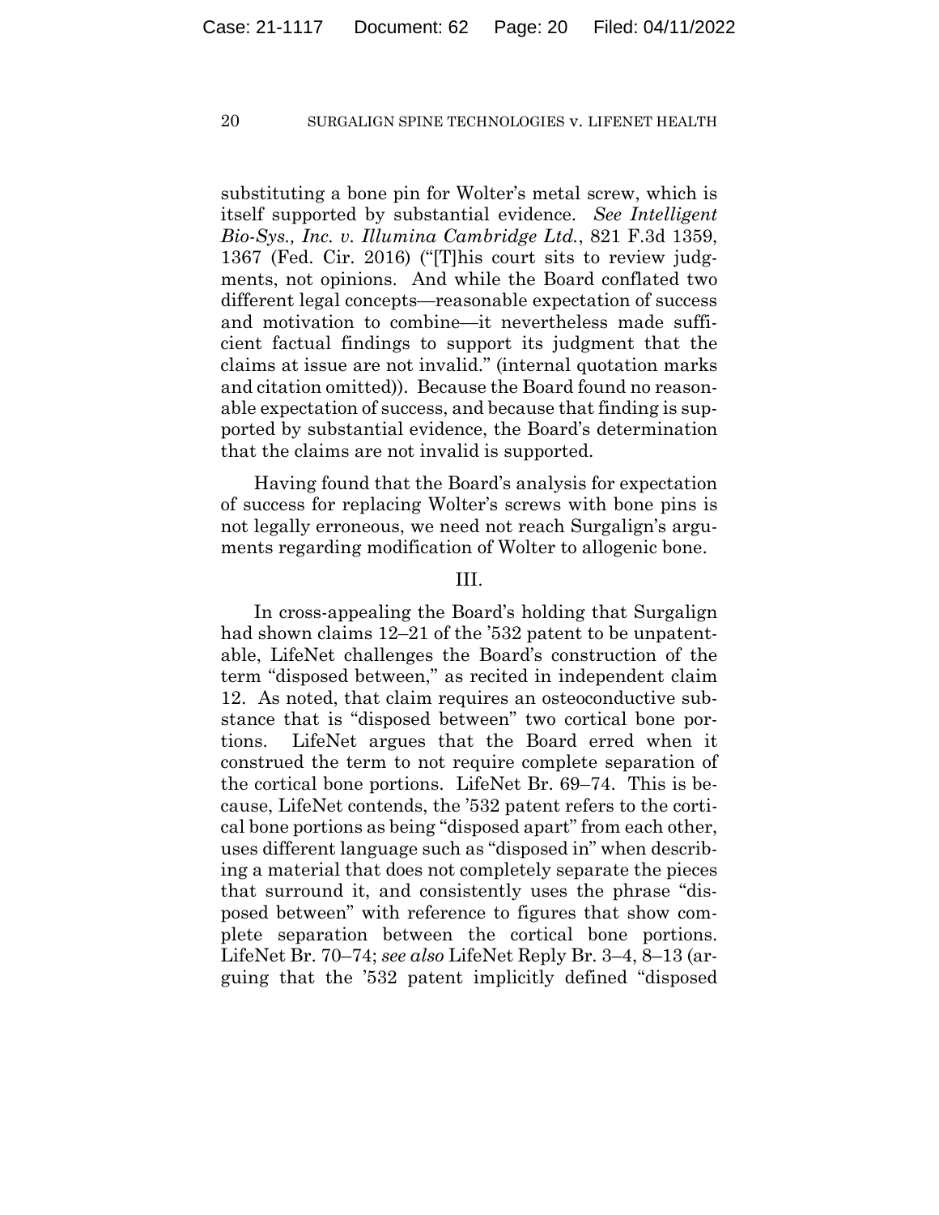substituting a bone pin for Wolter's metal screw, which is itself supported by substantial evidence. *See Intelligent Bio-Sys., Inc. v. Illumina Cambridge Ltd.*, 821 F.3d 1359, 1367 (Fed. Cir. 2016) ("[T]his court sits to review judgments, not opinions. And while the Board conflated two different legal concepts—reasonable expectation of success and motivation to combine—it nevertheless made sufficient factual findings to support its judgment that the claims at issue are not invalid." (internal quotation marks and citation omitted)). Because the Board found no reasonable expectation of success, and because that finding is supported by substantial evidence, the Board's determination that the claims are not invalid is supported.

Having found that the Board's analysis for expectation of success for replacing Wolter's screws with bone pins is not legally erroneous, we need not reach Surgalign's arguments regarding modification of Wolter to allogenic bone.

III.

In cross-appealing the Board's holding that Surgalign had shown claims 12–21 of the '532 patent to be unpatentable, LifeNet challenges the Board's construction of the term "disposed between," as recited in independent claim 12. As noted, that claim requires an osteoconductive substance that is "disposed between" two cortical bone portions. LifeNet argues that the Board erred when it construed the term to not require complete separation of the cortical bone portions. LifeNet Br. 69–74. This is because, LifeNet contends, the '532 patent refers to the cortical bone portions as being "disposed apart" from each other, uses different language such as "disposed in" when describing a material that does not completely separate the pieces that surround it, and consistently uses the phrase "disposed between" with reference to figures that show complete separation between the cortical bone portions. LifeNet Br. 70–74; *see also* LifeNet Reply Br. 3–4, 8–13 (arguing that the '532 patent implicitly defined "disposed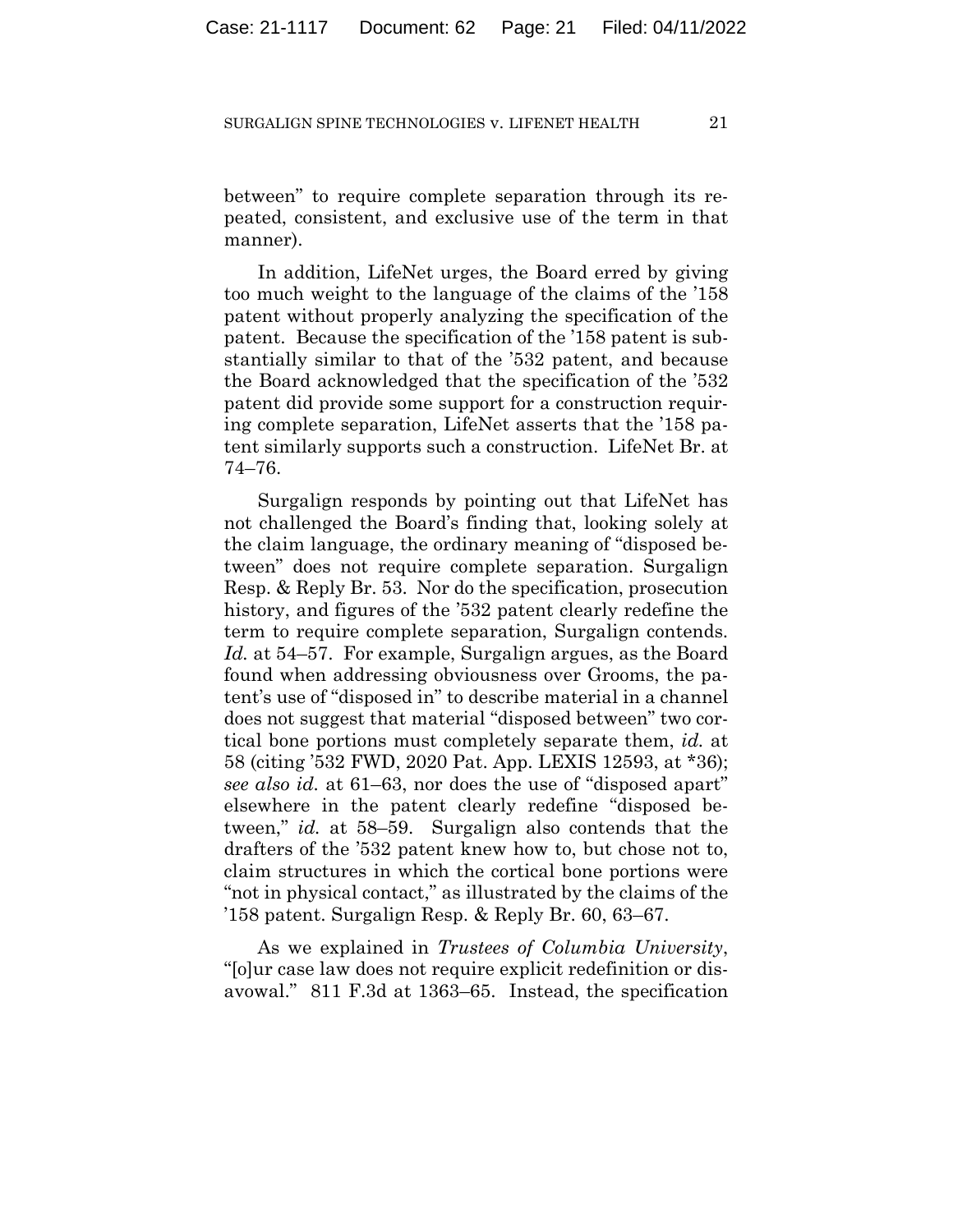between" to require complete separation through its repeated, consistent, and exclusive use of the term in that manner).

In addition, LifeNet urges, the Board erred by giving too much weight to the language of the claims of the '158 patent without properly analyzing the specification of the patent. Because the specification of the '158 patent is substantially similar to that of the '532 patent, and because the Board acknowledged that the specification of the '532 patent did provide some support for a construction requiring complete separation, LifeNet asserts that the '158 patent similarly supports such a construction. LifeNet Br. at 74–76.

Surgalign responds by pointing out that LifeNet has not challenged the Board's finding that, looking solely at the claim language, the ordinary meaning of "disposed between" does not require complete separation. Surgalign Resp. & Reply Br. 53. Nor do the specification, prosecution history, and figures of the '532 patent clearly redefine the term to require complete separation, Surgalign contends. *Id.* at 54–57. For example, Surgalign argues, as the Board found when addressing obviousness over Grooms, the patent's use of "disposed in" to describe material in a channel does not suggest that material "disposed between" two cortical bone portions must completely separate them, *id.* at 58 (citing '532 FWD, 2020 Pat. App. LEXIS 12593, at *36); *see also id.* at 61–63, nor does the use of "disposed apart" elsewhere in the patent clearly redefine "disposed between," *id.* at 58–59. Surgalign also contends that the drafters of the '532 patent knew how to, but chose not to, claim structures in which the cortical bone portions were "not in physical contact," as illustrated by the claims of the '158 patent. Surgalign Resp. & Reply Br. 60, 63–67.

As we explained in *Trustees of Columbia University*, "[o]ur case law does not require explicit redefinition or disavowal." 811 F.3d at 1363–65. Instead, the specification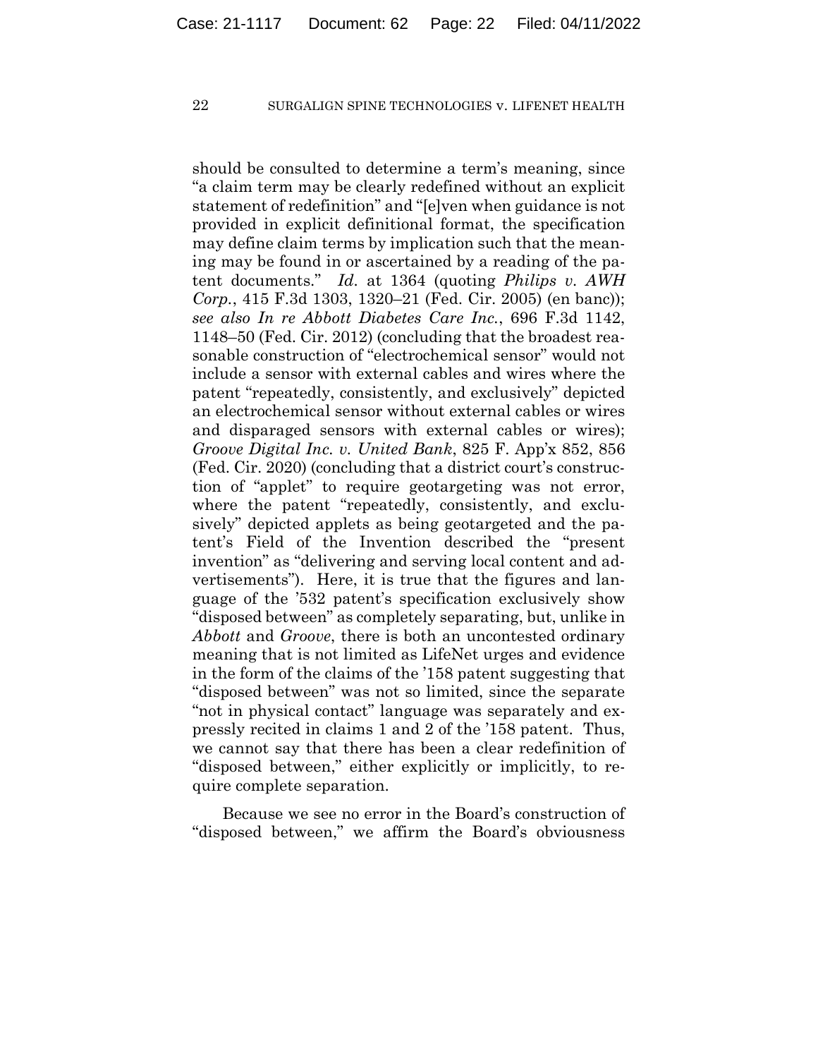should be consulted to determine a term's meaning, since "a claim term may be clearly redefined without an explicit statement of redefinition" and "[e]ven when guidance is not provided in explicit definitional format, the specification may define claim terms by implication such that the meaning may be found in or ascertained by a reading of the patent documents." *Id.* at 1364 (quoting *Philips v. AWH Corp.*, 415 F.3d 1303, 1320–21 (Fed. Cir. 2005) (en banc)); *see also In re Abbott Diabetes Care Inc.*, 696 F.3d 1142, 1148–50 (Fed. Cir. 2012) (concluding that the broadest reasonable construction of "electrochemical sensor" would not include a sensor with external cables and wires where the patent "repeatedly, consistently, and exclusively" depicted an electrochemical sensor without external cables or wires and disparaged sensors with external cables or wires); *Groove Digital Inc. v. United Bank*, 825 F. App'x 852, 856 (Fed. Cir. 2020) (concluding that a district court's construction of "applet" to require geotargeting was not error, where the patent "repeatedly, consistently, and exclusively" depicted applets as being geotargeted and the patent's Field of the Invention described the "present invention" as "delivering and serving local content and advertisements"). Here, it is true that the figures and language of the '532 patent's specification exclusively show "disposed between" as completely separating, but, unlike in *Abbott* and *Groove*, there is both an uncontested ordinary meaning that is not limited as LifeNet urges and evidence in the form of the claims of the '158 patent suggesting that "disposed between" was not so limited, since the separate "not in physical contact" language was separately and expressly recited in claims 1 and 2 of the '158 patent. Thus, we cannot say that there has been a clear redefinition of "disposed between," either explicitly or implicitly, to require complete separation.

Because we see no error in the Board's construction of "disposed between," we affirm the Board's obviousness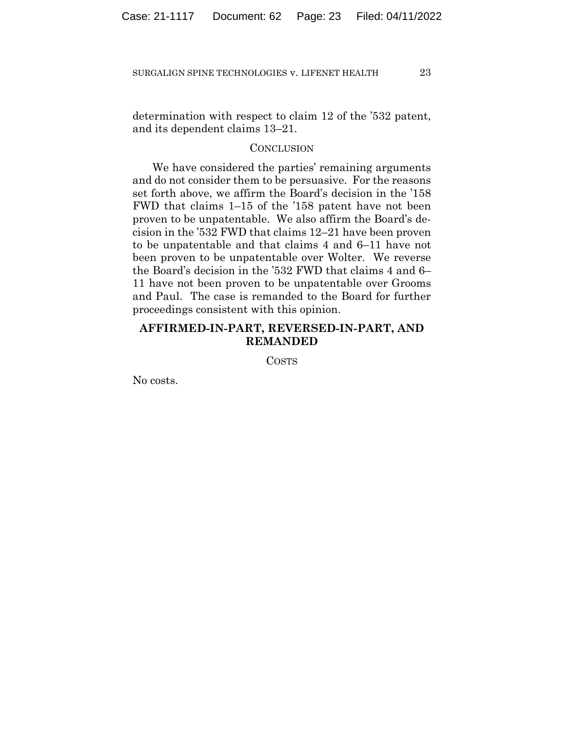determination with respect to claim 12 of the ’532 patent, and its dependent claims 13–21.

## CONCLUSION

We have considered the parties’ remaining arguments and do not consider them to be persuasive. For the reasons set forth above, we affirm the Board’s decision in the ’158 FWD that claims 1–15 of the ’158 patent have not been proven to be unpatentable. We also affirm the Board’s decision in the ’532 FWD that claims 12–21 have been proven to be unpatentable and that claims 4 and 6–11 have not been proven to be unpatentable over Wolter. We reverse the Board’s decision in the ’532 FWD that claims 4 and 6–11 have not been proven to be unpatentable over Grooms and Paul. The case is remanded to the Board for further proceedings consistent with this opinion.

**AFFIRMED-IN-PART, REVERSED-IN-PART, AND REMANDED**

## COSTS

No costs.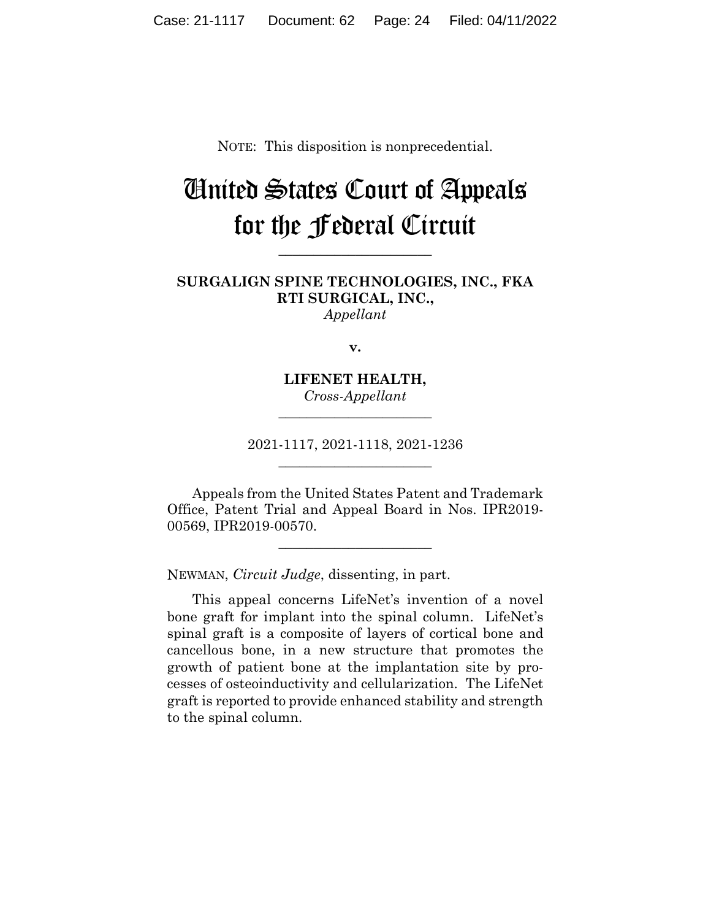NOTE: This disposition is nonprecedential.

# United States Court of Appeals for the Federal Circuit

______________________

**SURGALIGN SPINE TECHNOLOGIES, INC., FKA RTI SURGICAL, INC.,**
*Appellant*

**v.**

**LIFENET HEALTH,**
*Cross-Appellant*

______________________

2021-1117, 2021-1118, 2021-1236

______________________

Appeals from the United States Patent and Trademark Office, Patent Trial and Appeal Board in Nos. IPR2019-00569, IPR2019-00570.

______________________

NEWMAN, *Circuit Judge*, dissenting, in part.

This appeal concerns LifeNet's invention of a novel bone graft for implant into the spinal column. LifeNet's spinal graft is a composite of layers of cortical bone and cancellous bone, in a new structure that promotes the growth of patient bone at the implantation site by processes of osteoinductivity and cellularization. The LifeNet graft is reported to provide enhanced stability and strength to the spinal column.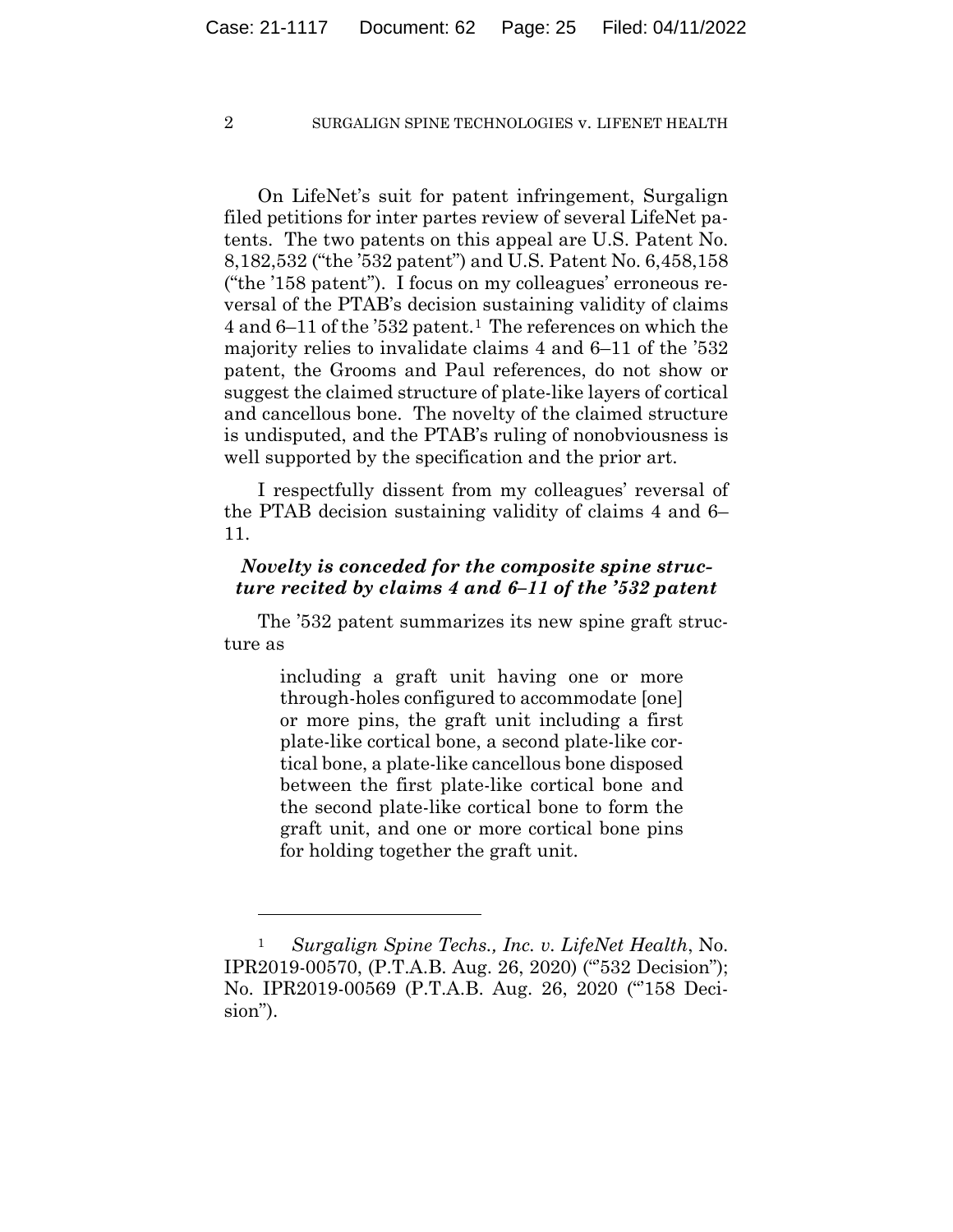On LifeNet's suit for patent infringement, Surgalign filed petitions for inter partes review of several LifeNet patents. The two patents on this appeal are U.S. Patent No. 8,182,532 ("the '532 patent") and U.S. Patent No. 6,458,158 ("the '158 patent"). I focus on my colleagues' erroneous reversal of the PTAB's decision sustaining validity of claims 4 and 6–11 of the '532 patent.[1] The references on which the majority relies to invalidate claims 4 and 6–11 of the '532 patent, the Grooms and Paul references, do not show or suggest the claimed structure of plate-like layers of cortical and cancellous bone. The novelty of the claimed structure is undisputed, and the PTAB's ruling of nonobviousness is well supported by the specification and the prior art.

I respectfully dissent from my colleagues' reversal of the PTAB decision sustaining validity of claims 4 and 6–11.

### ***Novelty is conceded for the composite spine structure recited by claims 4 and 6–11 of the '532 patent***

The '532 patent summarizes its new spine graft structure as

> including a graft unit having one or more through-holes configured to accommodate [one] or more pins, the graft unit including a first plate-like cortical bone, a second plate-like cortical bone, a plate-like cancellous bone disposed between the first plate-like cortical bone and the second plate-like cortical bone to form the graft unit, and one or more cortical bone pins for holding together the graft unit.

---

[1] *Surgalign Spine Techs., Inc. v. LifeNet Health*, No. IPR2019-00570, (P.T.A.B. Aug. 26, 2020) ("'532 Decision"); No. IPR2019-00569 (P.T.A.B. Aug. 26, 2020 ("'158 Decision").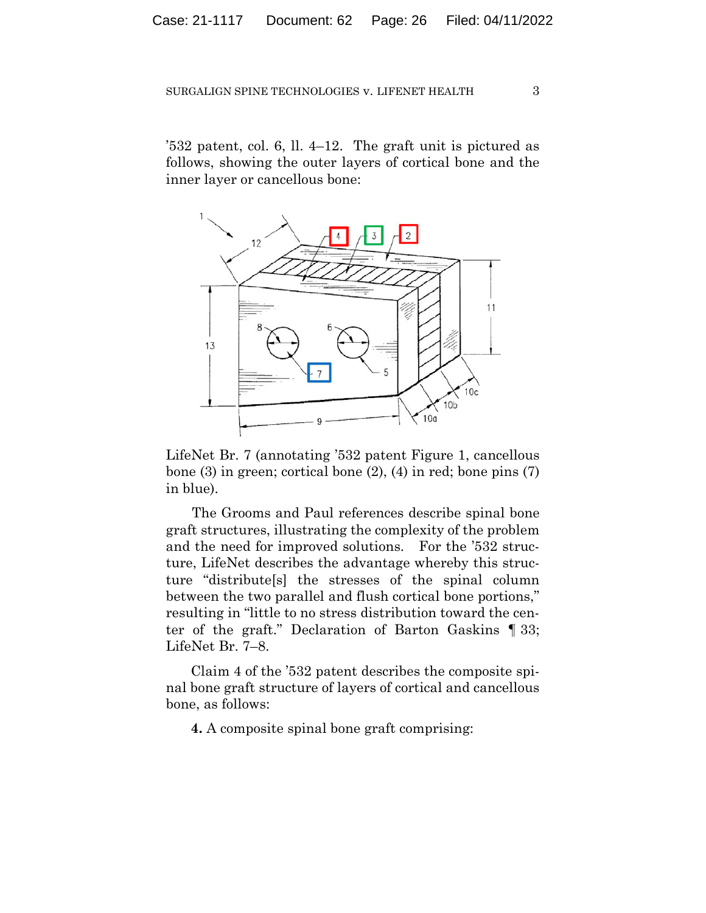’532 patent, col. 6, ll. 4–12. The graft unit is pictured as follows, showing the outer layers of cortical bone and the inner layer or cancellous bone:

LifeNet Br. 7 (annotating ’532 patent Figure 1, cancellous bone (3) in green; cortical bone (2), (4) in red; bone pins (7) in blue).

The Grooms and Paul references describe spinal bone graft structures, illustrating the complexity of the problem and the need for improved solutions. For the ’532 structure, LifeNet describes the advantage whereby this structure “distribute[s] the stresses of the spinal column between the two parallel and flush cortical bone portions,” resulting in “little to no stress distribution toward the center of the graft.” Declaration of Barton Gaskins ¶ 33; LifeNet Br. 7–8.

Claim 4 of the ’532 patent describes the composite spinal bone graft structure of layers of cortical and cancellous bone, as follows:

**4.** A composite spinal bone graft comprising: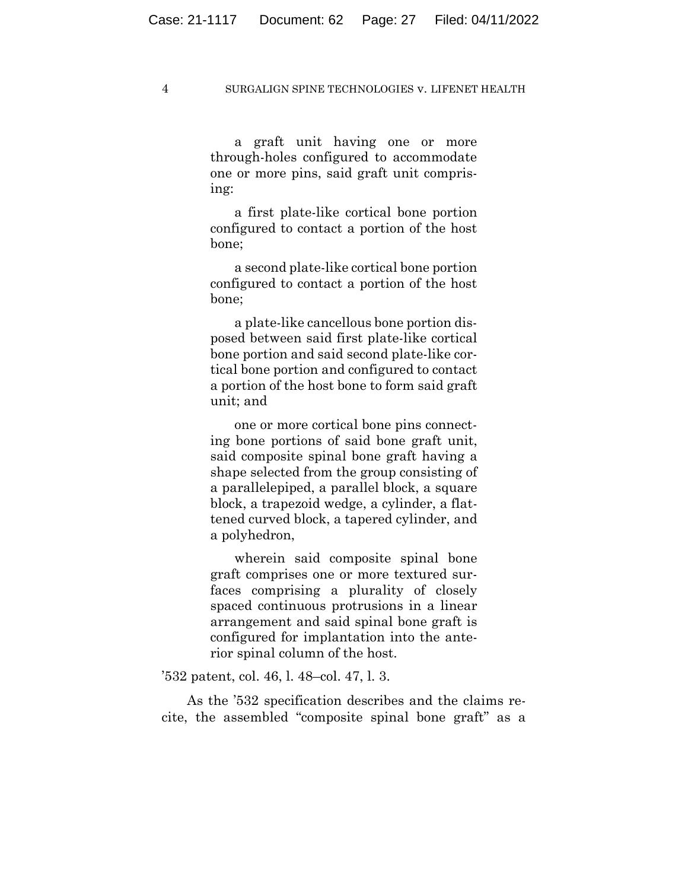> a graft unit having one or more through-holes configured to accommodate one or more pins, said graft unit comprising:
>
> a first plate-like cortical bone portion configured to contact a portion of the host bone;
>
> a second plate-like cortical bone portion configured to contact a portion of the host bone;
>
> a plate-like cancellous bone portion disposed between said first plate-like cortical bone portion and said second plate-like cortical bone portion and configured to contact a portion of the host bone to form said graft unit; and
>
> one or more cortical bone pins connecting bone portions of said bone graft unit, said composite spinal bone graft having a shape selected from the group consisting of a parallelepiped, a parallel block, a square block, a trapezoid wedge, a cylinder, a flattened curved block, a tapered cylinder, and a polyhedron,
>
> wherein said composite spinal bone graft comprises one or more textured surfaces comprising a plurality of closely spaced continuous protrusions in a linear arrangement and said spinal bone graft is configured for implantation into the anterior spinal column of the host.

'532 patent, col. 46, l. 48–col. 47, l. 3.

As the '532 specification describes and the claims recite, the assembled "composite spinal bone graft" as a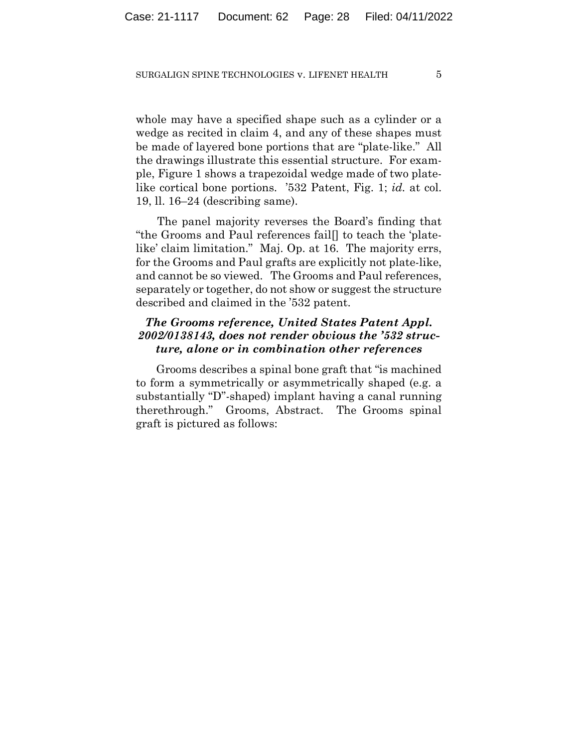whole may have a specified shape such as a cylinder or a wedge as recited in claim 4, and any of these shapes must be made of layered bone portions that are "plate-like." All the drawings illustrate this essential structure. For example, Figure 1 shows a trapezoidal wedge made of two plate-like cortical bone portions. '532 Patent, Fig. 1; *id.* at col. 19, ll. 16–24 (describing same).

The panel majority reverses the Board's finding that "the Grooms and Paul references fail[] to teach the 'plate-like' claim limitation." Maj. Op. at 16. The majority errs, for the Grooms and Paul grafts are explicitly not plate-like, and cannot be so viewed. The Grooms and Paul references, separately or together, do not show or suggest the structure described and claimed in the '532 patent.

***The Grooms reference, United States Patent Appl. 2002/0138143, does not render obvious the '532 structure, alone or in combination other references***

Grooms describes a spinal bone graft that "is machined to form a symmetrically or asymmetrically shaped (e.g. a substantially "D"-shaped) implant having a canal running therethrough." Grooms, Abstract. The Grooms spinal graft is pictured as follows: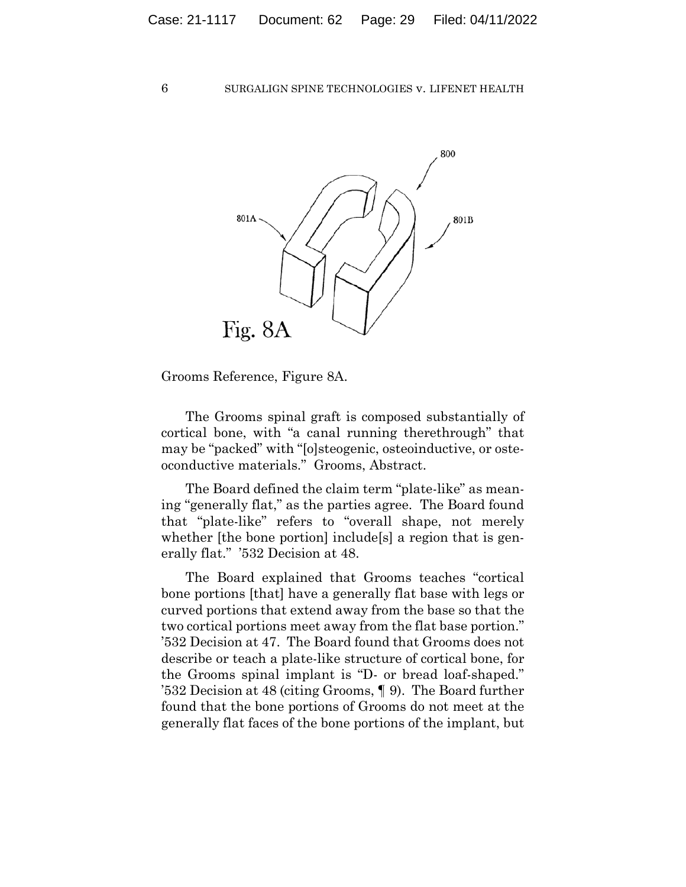Grooms Reference, Figure 8A.

The Grooms spinal graft is composed substantially of cortical bone, with "a canal running therethrough" that may be "packed" with "[o]steogenic, osteoinductive, or osteoconductive materials." Grooms, Abstract.

The Board defined the claim term "plate-like" as meaning "generally flat," as the parties agree. The Board found that "plate-like" refers to "overall shape, not merely whether [the bone portion] include[s] a region that is generally flat." '532 Decision at 48.

The Board explained that Grooms teaches "cortical bone portions [that] have a generally flat base with legs or curved portions that extend away from the base so that the two cortical portions meet away from the flat base portion." '532 Decision at 47. The Board found that Grooms does not describe or teach a plate-like structure of cortical bone, for the Grooms spinal implant is "D- or bread loaf-shaped." '532 Decision at 48 (citing Grooms, ¶ 9). The Board further found that the bone portions of Grooms do not meet at the generally flat faces of the bone portions of the implant, but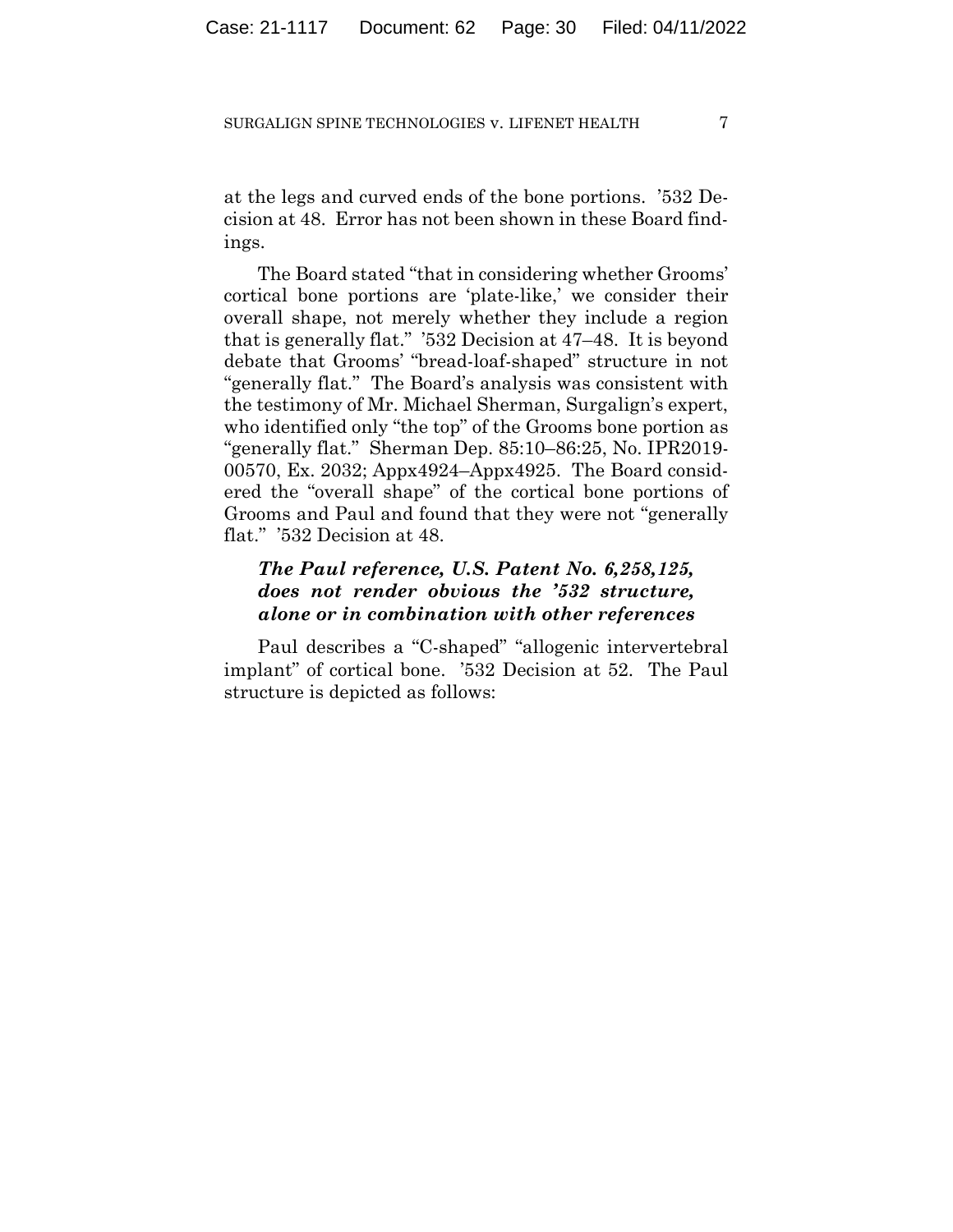at the legs and curved ends of the bone portions. '532 Decision at 48. Error has not been shown in these Board findings.

The Board stated "that in considering whether Grooms' cortical bone portions are 'plate-like,' we consider their overall shape, not merely whether they include a region that is generally flat." '532 Decision at 47–48. It is beyond debate that Grooms' "bread-loaf-shaped" structure in not "generally flat." The Board's analysis was consistent with the testimony of Mr. Michael Sherman, Surgalign's expert, who identified only "the top" of the Grooms bone portion as "generally flat." Sherman Dep. 85:10–86:25, No. IPR2019-00570, Ex. 2032; Appx4924–Appx4925. The Board considered the "overall shape" of the cortical bone portions of Grooms and Paul and found that they were not "generally flat." '532 Decision at 48.

***The Paul reference, U.S. Patent No. 6,258,125, does not render obvious the '532 structure, alone or in combination with other references***

Paul describes a "C-shaped" "allogenic intervertebral implant" of cortical bone. '532 Decision at 52. The Paul structure is depicted as follows: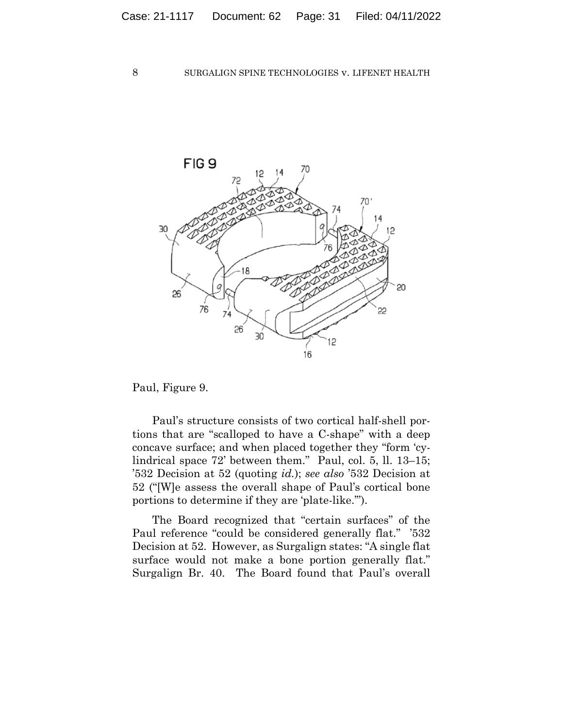Paul, Figure 9.

Paul's structure consists of two cortical half-shell portions that are "scalloped to have a C-shape" with a deep concave surface; and when placed together they "form 'cylindrical space 72' between them." Paul, col. 5, ll. 13–15; '532 Decision at 52 (quoting *id.*); *see also* '532 Decision at 52 ("[W]e assess the overall shape of Paul's cortical bone portions to determine if they are 'plate-like.'").

The Board recognized that "certain surfaces" of the Paul reference "could be considered generally flat." '532 Decision at 52. However, as Surgalign states: "A single flat surface would not make a bone portion generally flat." Surgalign Br. 40. The Board found that Paul's overall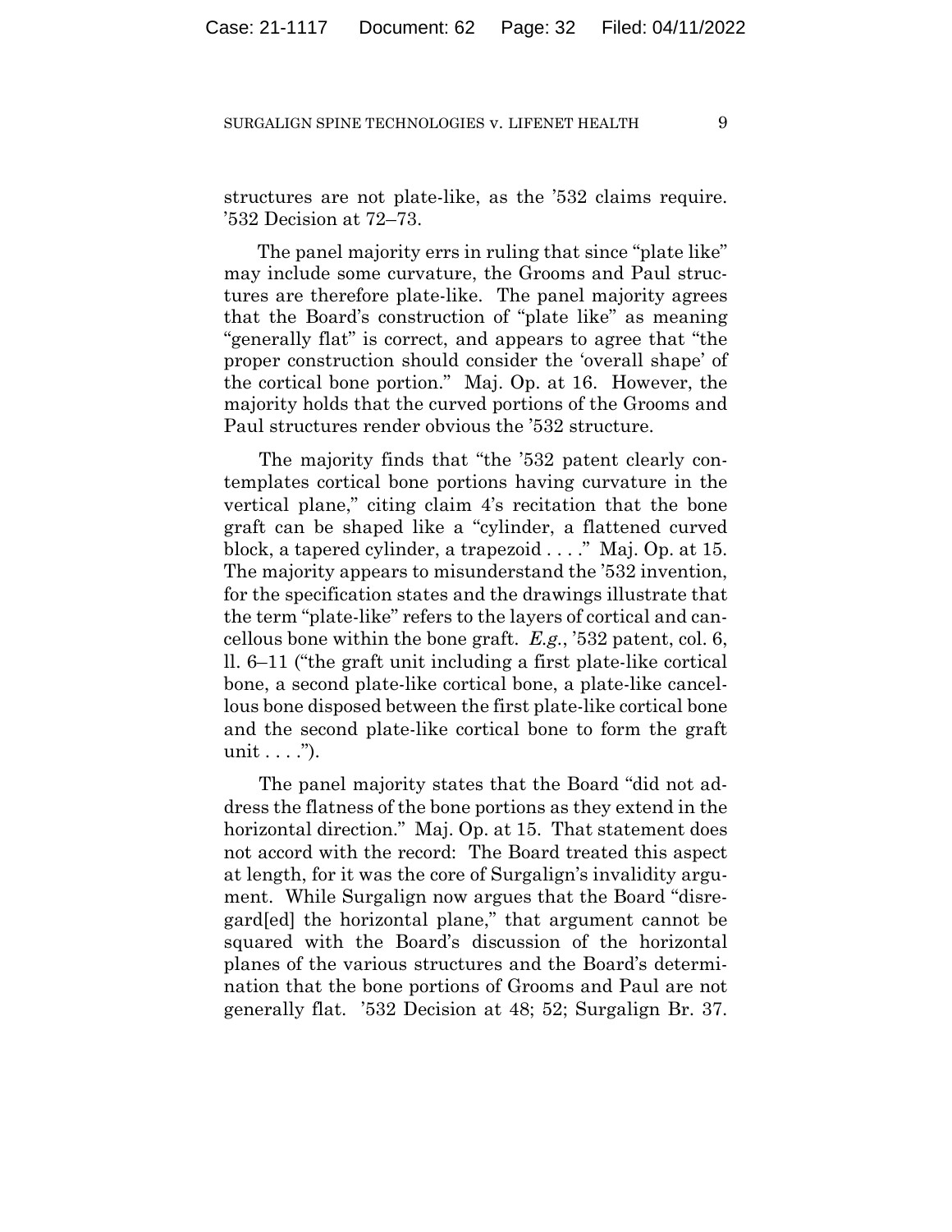structures are not plate-like, as the '532 claims require. '532 Decision at 72–73.

The panel majority errs in ruling that since "plate like" may include some curvature, the Grooms and Paul structures are therefore plate-like. The panel majority agrees that the Board's construction of "plate like" as meaning "generally flat" is correct, and appears to agree that "the proper construction should consider the 'overall shape' of the cortical bone portion." Maj. Op. at 16. However, the majority holds that the curved portions of the Grooms and Paul structures render obvious the '532 structure.

The majority finds that "the '532 patent clearly contemplates cortical bone portions having curvature in the vertical plane," citing claim 4's recitation that the bone graft can be shaped like a "cylinder, a flattened curved block, a tapered cylinder, a trapezoid . . . ." Maj. Op. at 15. The majority appears to misunderstand the '532 invention, for the specification states and the drawings illustrate that the term "plate-like" refers to the layers of cortical and cancellous bone within the bone graft. *E.g.*, '532 patent, col. 6, ll. 6–11 ("the graft unit including a first plate-like cortical bone, a second plate-like cortical bone, a plate-like cancellous bone disposed between the first plate-like cortical bone and the second plate-like cortical bone to form the graft unit . . . .").

The panel majority states that the Board "did not address the flatness of the bone portions as they extend in the horizontal direction." Maj. Op. at 15. That statement does not accord with the record: The Board treated this aspect at length, for it was the core of Surgalign's invalidity argument. While Surgalign now argues that the Board "disregard[ed] the horizontal plane," that argument cannot be squared with the Board's discussion of the horizontal planes of the various structures and the Board's determination that the bone portions of Grooms and Paul are not generally flat. '532 Decision at 48; 52; Surgalign Br. 37.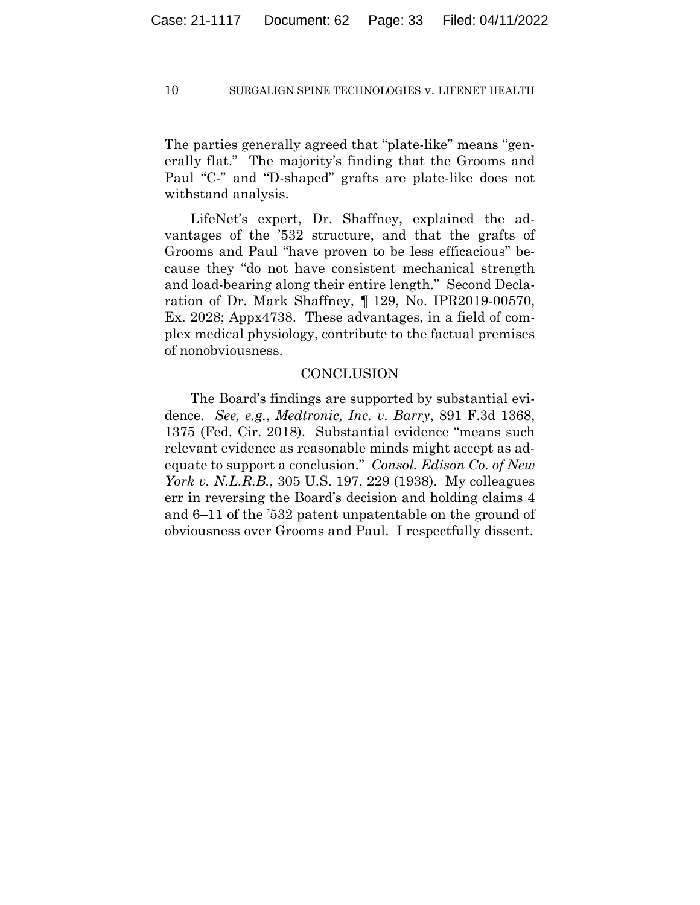The parties generally agreed that "plate-like" means "generally flat." The majority's finding that the Grooms and Paul "C-" and "D-shaped" grafts are plate-like does not withstand analysis.

LifeNet's expert, Dr. Shaffney, explained the advantages of the '532 structure, and that the grafts of Grooms and Paul "have proven to be less efficacious" because they "do not have consistent mechanical strength and load-bearing along their entire length." Second Declaration of Dr. Mark Shaffney, ¶ 129, No. IPR2019-00570, Ex. 2028; Appx4738. These advantages, in a field of complex medical physiology, contribute to the factual premises of nonobviousness.

## CONCLUSION

The Board's findings are supported by substantial evidence. *See, e.g.*, *Medtronic, Inc. v. Barry*, 891 F.3d 1368, 1375 (Fed. Cir. 2018). Substantial evidence "means such relevant evidence as reasonable minds might accept as adequate to support a conclusion." *Consol. Edison Co. of New York v. N.L.R.B.*, 305 U.S. 197, 229 (1938). My colleagues err in reversing the Board's decision and holding claims 4 and 6–11 of the '532 patent unpatentable on the ground of obviousness over Grooms and Paul. I respectfully dissent.